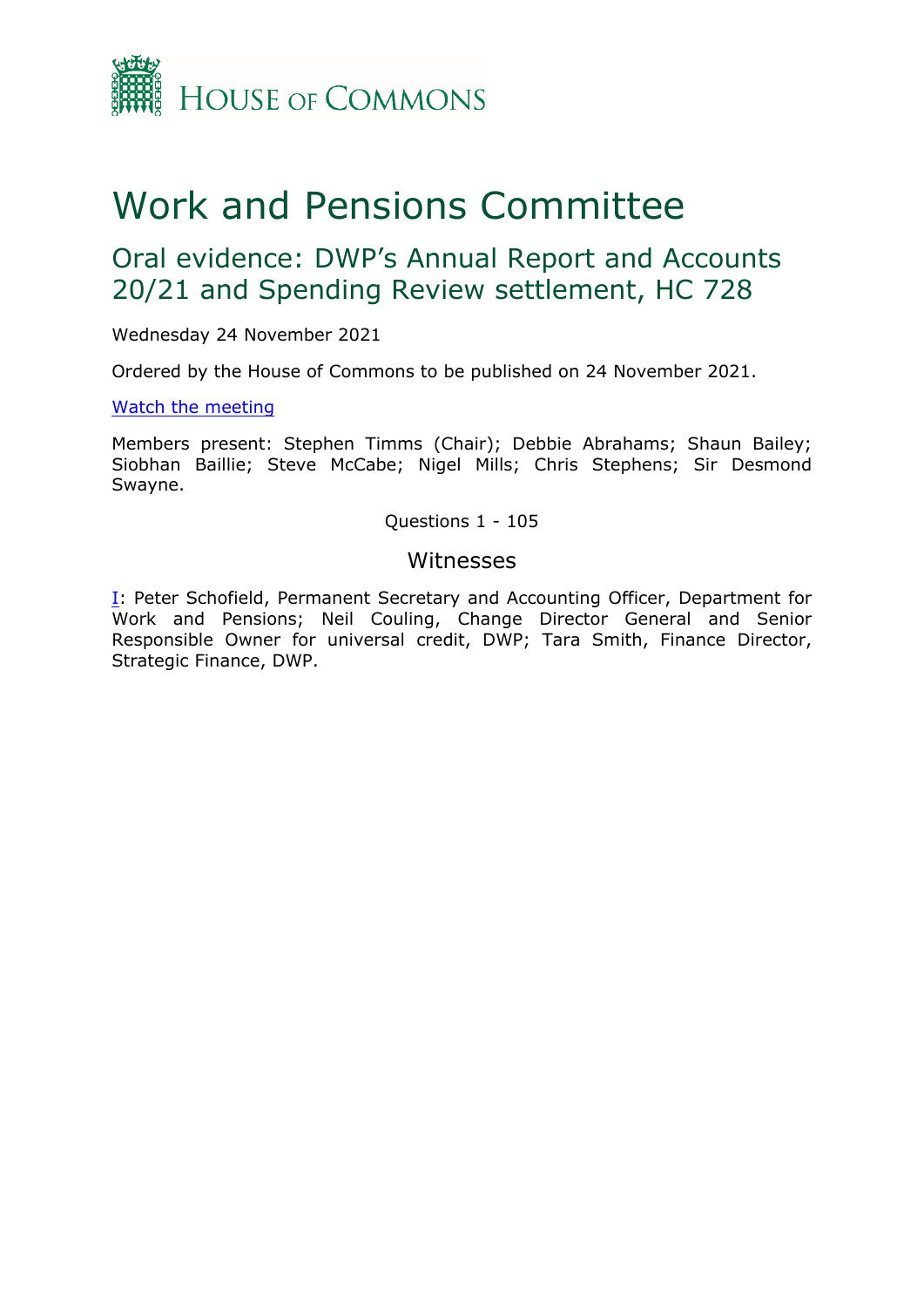House of Commons

# Work and Pensions Committee

## Oral evidence: DWP's Annual Report and Accounts 20/21 and Spending Review settlement, HC 728

Wednesday 24 November 2021

Ordered by the House of Commons to be published on 24 November 2021.

[Watch the meeting]

Members present: Stephen Timms (Chair); Debbie Abrahams; Shaun Bailey; Siobhan Baillie; Steve McCabe; Nigel Mills; Chris Stephens; Sir Desmond Swayne.

Questions 1 - 105

### Witnesses

I: Peter Schofield, Permanent Secretary and Accounting Officer, Department for Work and Pensions; Neil Couling, Change Director General and Senior Responsible Owner for universal credit, DWP; Tara Smith, Finance Director, Strategic Finance, DWP.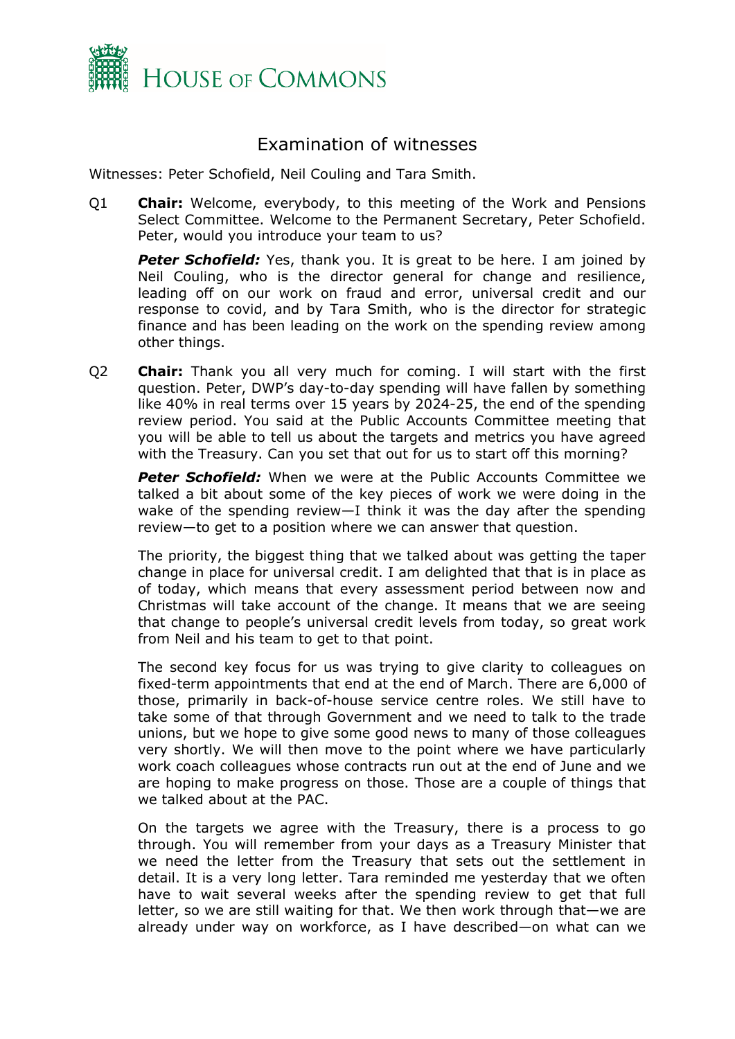# Examination of witnesses

Witnesses: Peter Schofield, Neil Couling and Tara Smith.

Q1 **Chair:** Welcome, everybody, to this meeting of the Work and Pensions Select Committee. Welcome to the Permanent Secretary, Peter Schofield. Peter, would you introduce your team to us?

***Peter Schofield:*** Yes, thank you. It is great to be here. I am joined by Neil Couling, who is the director general for change and resilience, leading off on our work on fraud and error, universal credit and our response to covid, and by Tara Smith, who is the director for strategic finance and has been leading on the work on the spending review among other things.

Q2 **Chair:** Thank you all very much for coming. I will start with the first question. Peter, DWP's day-to-day spending will have fallen by something like 40% in real terms over 15 years by 2024-25, the end of the spending review period. You said at the Public Accounts Committee meeting that you will be able to tell us about the targets and metrics you have agreed with the Treasury. Can you set that out for us to start off this morning?

***Peter Schofield:*** When we were at the Public Accounts Committee we talked a bit about some of the key pieces of work we were doing in the wake of the spending review—I think it was the day after the spending review—to get to a position where we can answer that question.

The priority, the biggest thing that we talked about was getting the taper change in place for universal credit. I am delighted that that is in place as of today, which means that every assessment period between now and Christmas will take account of the change. It means that we are seeing that change to people's universal credit levels from today, so great work from Neil and his team to get to that point.

The second key focus for us was trying to give clarity to colleagues on fixed-term appointments that end at the end of March. There are 6,000 of those, primarily in back-of-house service centre roles. We still have to take some of that through Government and we need to talk to the trade unions, but we hope to give some good news to many of those colleagues very shortly. We will then move to the point where we have particularly work coach colleagues whose contracts run out at the end of June and we are hoping to make progress on those. Those are a couple of things that we talked about at the PAC.

On the targets we agree with the Treasury, there is a process to go through. You will remember from your days as a Treasury Minister that we need the letter from the Treasury that sets out the settlement in detail. It is a very long letter. Tara reminded me yesterday that we often have to wait several weeks after the spending review to get that full letter, so we are still waiting for that. We then work through that—we are already under way on workforce, as I have described—on what can we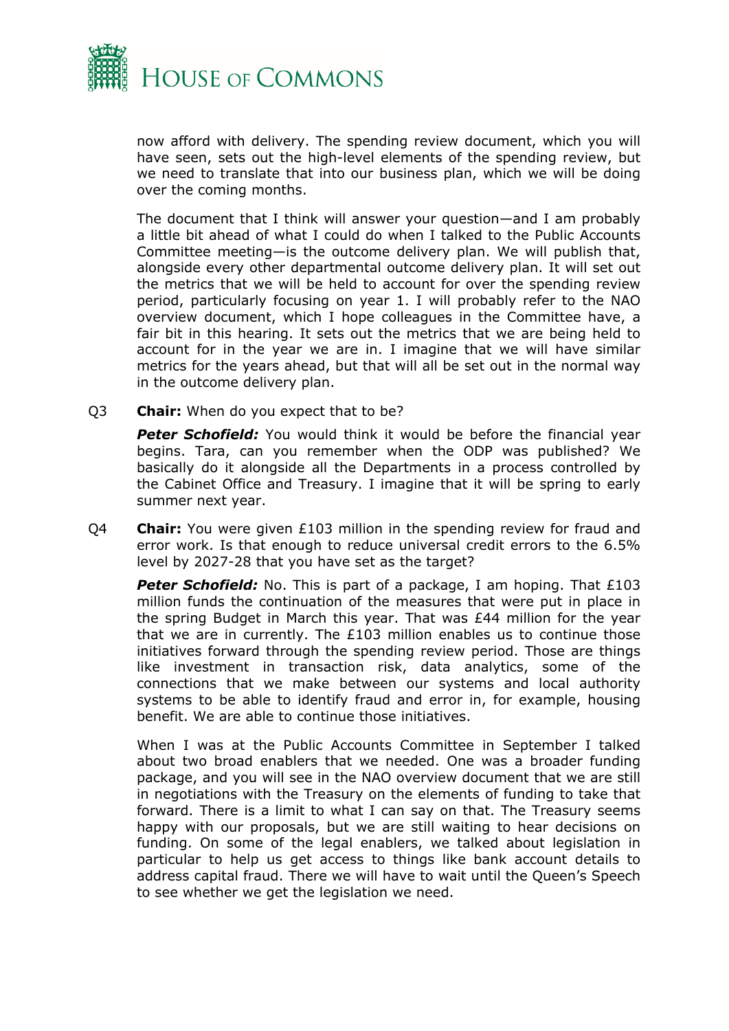now afford with delivery. The spending review document, which you will have seen, sets out the high-level elements of the spending review, but we need to translate that into our business plan, which we will be doing over the coming months.

The document that I think will answer your question—and I am probably a little bit ahead of what I could do when I talked to the Public Accounts Committee meeting—is the outcome delivery plan. We will publish that, alongside every other departmental outcome delivery plan. It will set out the metrics that we will be held to account for over the spending review period, particularly focusing on year 1. I will probably refer to the NAO overview document, which I hope colleagues in the Committee have, a fair bit in this hearing. It sets out the metrics that we are being held to account for in the year we are in. I imagine that we will have similar metrics for the years ahead, but that will all be set out in the normal way in the outcome delivery plan.

Q3 **Chair:** When do you expect that to be?

***Peter Schofield:*** You would think it would be before the financial year begins. Tara, can you remember when the ODP was published? We basically do it alongside all the Departments in a process controlled by the Cabinet Office and Treasury. I imagine that it will be spring to early summer next year.

Q4 **Chair:** You were given £103 million in the spending review for fraud and error work. Is that enough to reduce universal credit errors to the 6.5% level by 2027-28 that you have set as the target?

***Peter Schofield:*** No. This is part of a package, I am hoping. That £103 million funds the continuation of the measures that were put in place in the spring Budget in March this year. That was £44 million for the year that we are in currently. The £103 million enables us to continue those initiatives forward through the spending review period. Those are things like investment in transaction risk, data analytics, some of the connections that we make between our systems and local authority systems to be able to identify fraud and error in, for example, housing benefit. We are able to continue those initiatives.

When I was at the Public Accounts Committee in September I talked about two broad enablers that we needed. One was a broader funding package, and you will see in the NAO overview document that we are still in negotiations with the Treasury on the elements of funding to take that forward. There is a limit to what I can say on that. The Treasury seems happy with our proposals, but we are still waiting to hear decisions on funding. On some of the legal enablers, we talked about legislation in particular to help us get access to things like bank account details to address capital fraud. There we will have to wait until the Queen's Speech to see whether we get the legislation we need.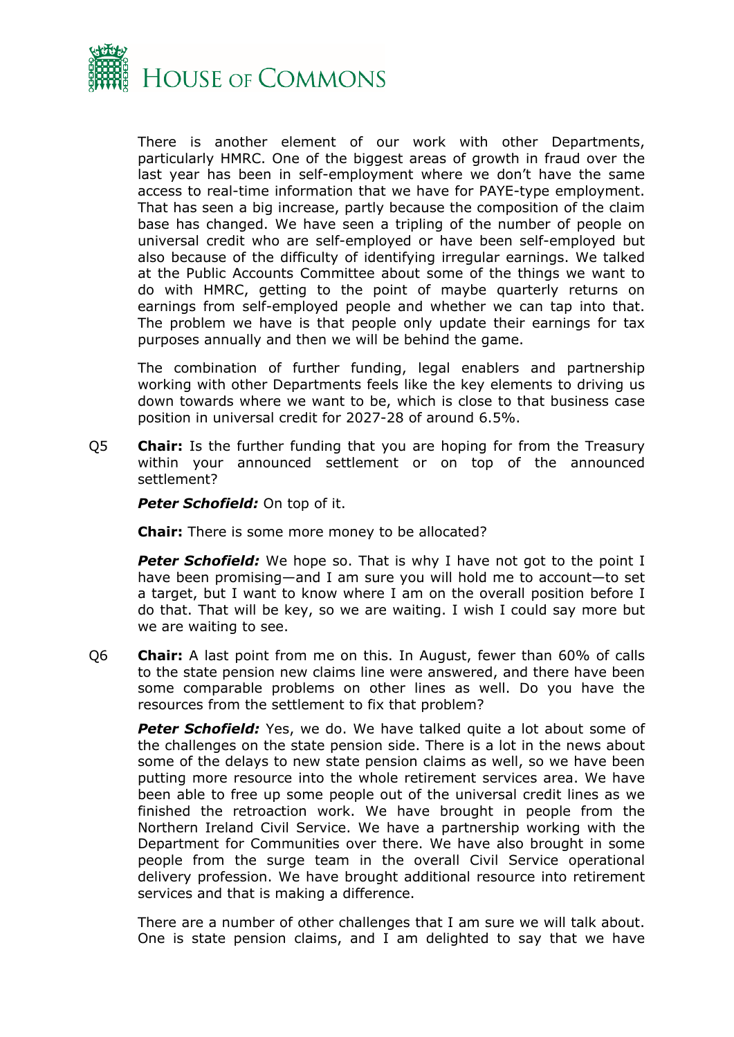There is another element of our work with other Departments, particularly HMRC. One of the biggest areas of growth in fraud over the last year has been in self-employment where we don't have the same access to real-time information that we have for PAYE-type employment. That has seen a big increase, partly because the composition of the claim base has changed. We have seen a tripling of the number of people on universal credit who are self-employed or have been self-employed but also because of the difficulty of identifying irregular earnings. We talked at the Public Accounts Committee about some of the things we want to do with HMRC, getting to the point of maybe quarterly returns on earnings from self-employed people and whether we can tap into that. The problem we have is that people only update their earnings for tax purposes annually and then we will be behind the game.

The combination of further funding, legal enablers and partnership working with other Departments feels like the key elements to driving us down towards where we want to be, which is close to that business case position in universal credit for 2027-28 of around 6.5%.

Q5 **Chair:** Is the further funding that you are hoping for from the Treasury within your announced settlement or on top of the announced settlement?

***Peter Schofield:*** On top of it.

**Chair:** There is some more money to be allocated?

***Peter Schofield:*** We hope so. That is why I have not got to the point I have been promising—and I am sure you will hold me to account—to set a target, but I want to know where I am on the overall position before I do that. That will be key, so we are waiting. I wish I could say more but we are waiting to see.

Q6 **Chair:** A last point from me on this. In August, fewer than 60% of calls to the state pension new claims line were answered, and there have been some comparable problems on other lines as well. Do you have the resources from the settlement to fix that problem?

***Peter Schofield:*** Yes, we do. We have talked quite a lot about some of the challenges on the state pension side. There is a lot in the news about some of the delays to new state pension claims as well, so we have been putting more resource into the whole retirement services area. We have been able to free up some people out of the universal credit lines as we finished the retroaction work. We have brought in people from the Northern Ireland Civil Service. We have a partnership working with the Department for Communities over there. We have also brought in some people from the surge team in the overall Civil Service operational delivery profession. We have brought additional resource into retirement services and that is making a difference.

There are a number of other challenges that I am sure we will talk about. One is state pension claims, and I am delighted to say that we have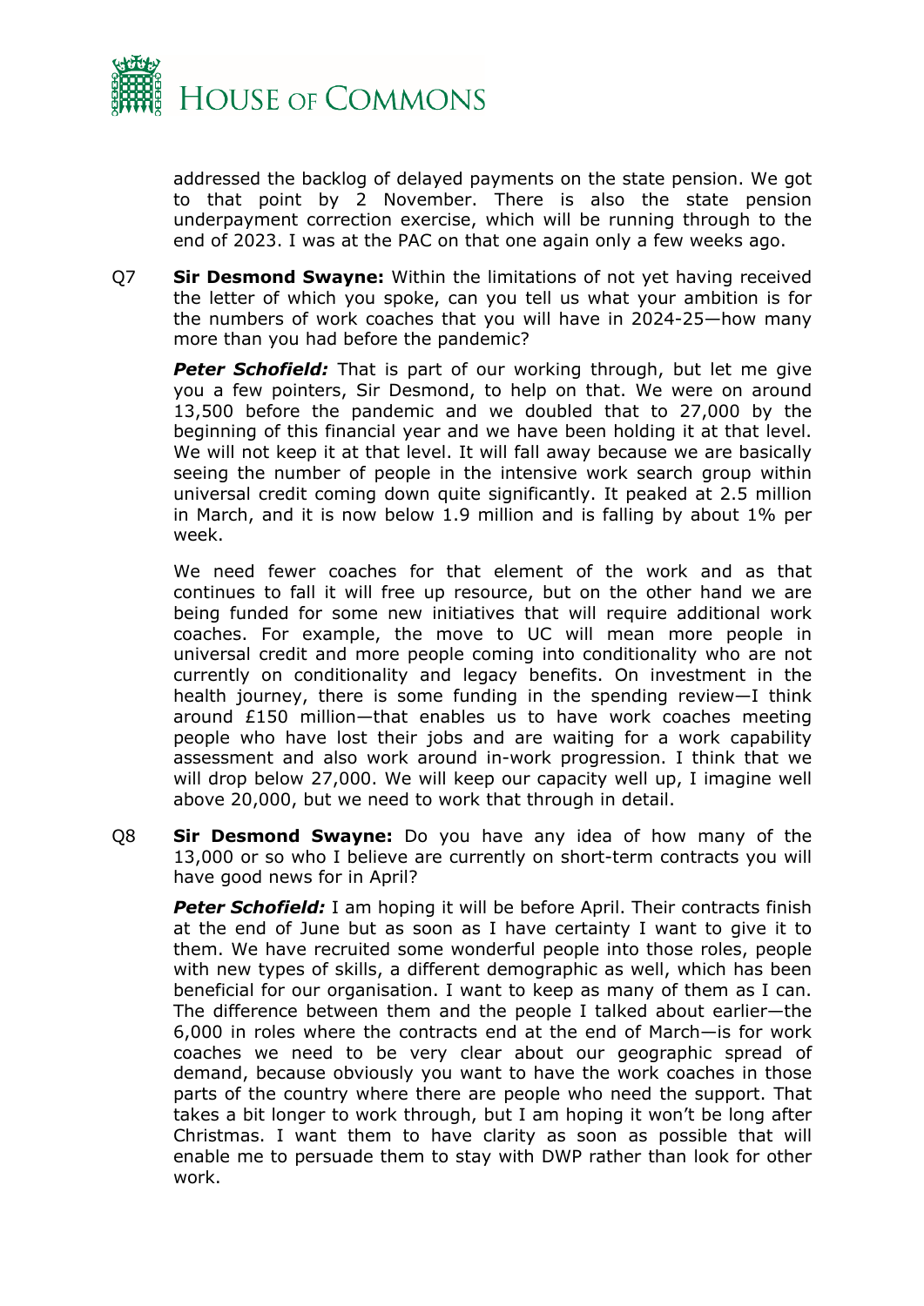addressed the backlog of delayed payments on the state pension. We got to that point by 2 November. There is also the state pension underpayment correction exercise, which will be running through to the end of 2023. I was at the PAC on that one again only a few weeks ago.

Q7 **Sir Desmond Swayne:** Within the limitations of not yet having received the letter of which you spoke, can you tell us what your ambition is for the numbers of work coaches that you will have in 2024-25—how many more than you had before the pandemic?

***Peter Schofield:*** That is part of our working through, but let me give you a few pointers, Sir Desmond, to help on that. We were on around 13,500 before the pandemic and we doubled that to 27,000 by the beginning of this financial year and we have been holding it at that level. We will not keep it at that level. It will fall away because we are basically seeing the number of people in the intensive work search group within universal credit coming down quite significantly. It peaked at 2.5 million in March, and it is now below 1.9 million and is falling by about 1% per week.

We need fewer coaches for that element of the work and as that continues to fall it will free up resource, but on the other hand we are being funded for some new initiatives that will require additional work coaches. For example, the move to UC will mean more people in universal credit and more people coming into conditionality who are not currently on conditionality and legacy benefits. On investment in the health journey, there is some funding in the spending review—I think around £150 million—that enables us to have work coaches meeting people who have lost their jobs and are waiting for a work capability assessment and also work around in-work progression. I think that we will drop below 27,000. We will keep our capacity well up, I imagine well above 20,000, but we need to work that through in detail.

Q8 **Sir Desmond Swayne:** Do you have any idea of how many of the 13,000 or so who I believe are currently on short-term contracts you will have good news for in April?

***Peter Schofield:*** I am hoping it will be before April. Their contracts finish at the end of June but as soon as I have certainty I want to give it to them. We have recruited some wonderful people into those roles, people with new types of skills, a different demographic as well, which has been beneficial for our organisation. I want to keep as many of them as I can. The difference between them and the people I talked about earlier—the 6,000 in roles where the contracts end at the end of March—is for work coaches we need to be very clear about our geographic spread of demand, because obviously you want to have the work coaches in those parts of the country where there are people who need the support. That takes a bit longer to work through, but I am hoping it won't be long after Christmas. I want them to have clarity as soon as possible that will enable me to persuade them to stay with DWP rather than look for other work.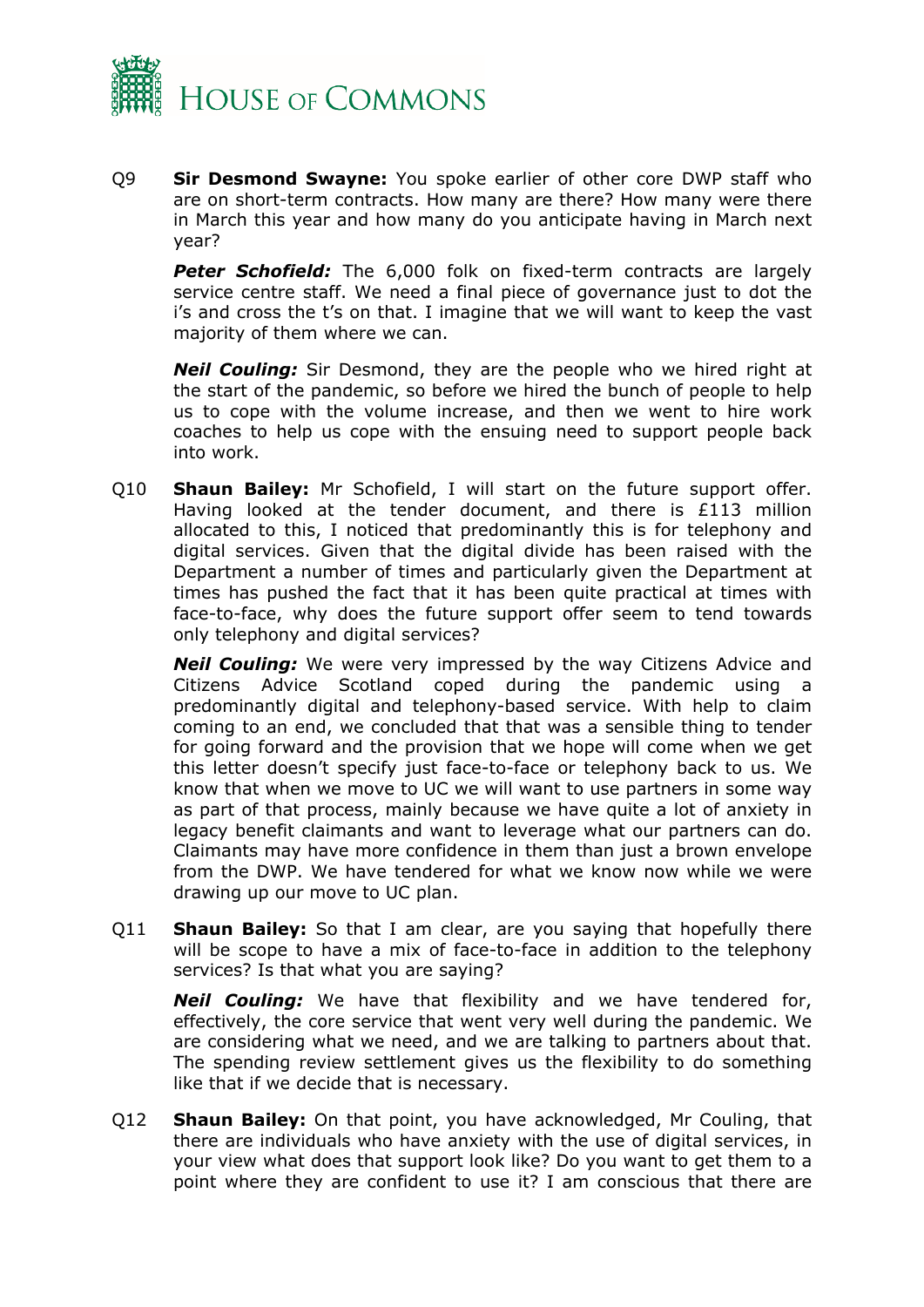Q9 **Sir Desmond Swayne:** You spoke earlier of other core DWP staff who are on short-term contracts. How many are there? How many were there in March this year and how many do you anticipate having in March next year?

***Peter Schofield:*** The 6,000 folk on fixed-term contracts are largely service centre staff. We need a final piece of governance just to dot the i's and cross the t's on that. I imagine that we will want to keep the vast majority of them where we can.

***Neil Couling:*** Sir Desmond, they are the people who we hired right at the start of the pandemic, so before we hired the bunch of people to help us to cope with the volume increase, and then we went to hire work coaches to help us cope with the ensuing need to support people back into work.

Q10 **Shaun Bailey:** Mr Schofield, I will start on the future support offer. Having looked at the tender document, and there is £113 million allocated to this, I noticed that predominantly this is for telephony and digital services. Given that the digital divide has been raised with the Department a number of times and particularly given the Department at times has pushed the fact that it has been quite practical at times with face-to-face, why does the future support offer seem to tend towards only telephony and digital services?

***Neil Couling:*** We were very impressed by the way Citizens Advice and Citizens Advice Scotland coped during the pandemic using a predominantly digital and telephony-based service. With help to claim coming to an end, we concluded that that was a sensible thing to tender for going forward and the provision that we hope will come when we get this letter doesn't specify just face-to-face or telephony back to us. We know that when we move to UC we will want to use partners in some way as part of that process, mainly because we have quite a lot of anxiety in legacy benefit claimants and want to leverage what our partners can do. Claimants may have more confidence in them than just a brown envelope from the DWP. We have tendered for what we know now while we were drawing up our move to UC plan.

Q11 **Shaun Bailey:** So that I am clear, are you saying that hopefully there will be scope to have a mix of face-to-face in addition to the telephony services? Is that what you are saying?

***Neil Couling:*** We have that flexibility and we have tendered for, effectively, the core service that went very well during the pandemic. We are considering what we need, and we are talking to partners about that. The spending review settlement gives us the flexibility to do something like that if we decide that is necessary.

Q12 **Shaun Bailey:** On that point, you have acknowledged, Mr Couling, that there are individuals who have anxiety with the use of digital services, in your view what does that support look like? Do you want to get them to a point where they are confident to use it? I am conscious that there are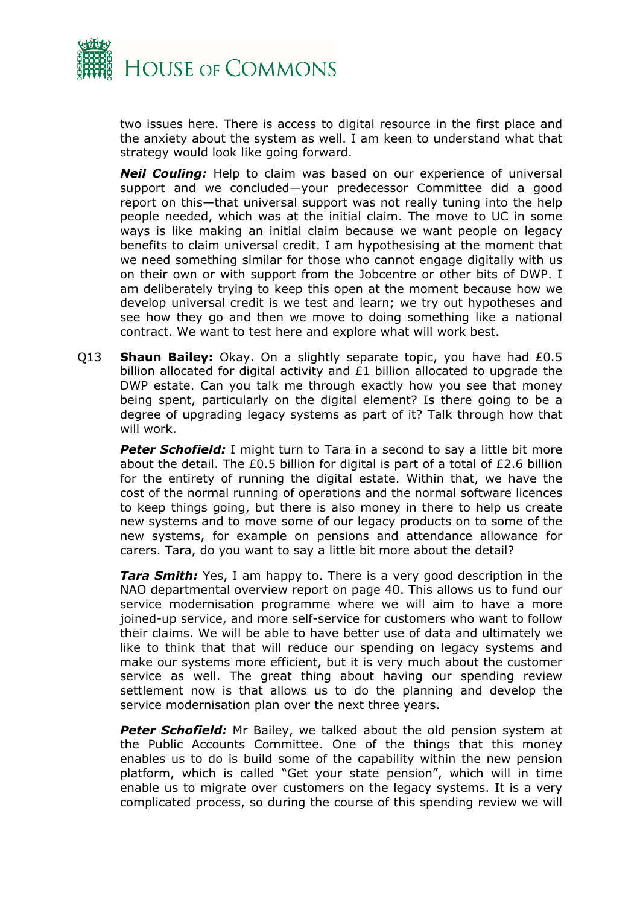two issues here. There is access to digital resource in the first place and the anxiety about the system as well. I am keen to understand what that strategy would look like going forward.

***Neil Couling:*** Help to claim was based on our experience of universal support and we concluded—your predecessor Committee did a good report on this—that universal support was not really tuning into the help people needed, which was at the initial claim. The move to UC in some ways is like making an initial claim because we want people on legacy benefits to claim universal credit. I am hypothesising at the moment that we need something similar for those who cannot engage digitally with us on their own or with support from the Jobcentre or other bits of DWP. I am deliberately trying to keep this open at the moment because how we develop universal credit is we test and learn; we try out hypotheses and see how they go and then we move to doing something like a national contract. We want to test here and explore what will work best.

Q13 **Shaun Bailey:** Okay. On a slightly separate topic, you have had £0.5 billion allocated for digital activity and £1 billion allocated to upgrade the DWP estate. Can you talk me through exactly how you see that money being spent, particularly on the digital element? Is there going to be a degree of upgrading legacy systems as part of it? Talk through how that will work.

***Peter Schofield:*** I might turn to Tara in a second to say a little bit more about the detail. The £0.5 billion for digital is part of a total of £2.6 billion for the entirety of running the digital estate. Within that, we have the cost of the normal running of operations and the normal software licences to keep things going, but there is also money in there to help us create new systems and to move some of our legacy products on to some of the new systems, for example on pensions and attendance allowance for carers. Tara, do you want to say a little bit more about the detail?

***Tara Smith:*** Yes, I am happy to. There is a very good description in the NAO departmental overview report on page 40. This allows us to fund our service modernisation programme where we will aim to have a more joined-up service, and more self-service for customers who want to follow their claims. We will be able to have better use of data and ultimately we like to think that that will reduce our spending on legacy systems and make our systems more efficient, but it is very much about the customer service as well. The great thing about having our spending review settlement now is that allows us to do the planning and develop the service modernisation plan over the next three years.

***Peter Schofield:*** Mr Bailey, we talked about the old pension system at the Public Accounts Committee. One of the things that this money enables us to do is build some of the capability within the new pension platform, which is called "Get your state pension", which will in time enable us to migrate over customers on the legacy systems. It is a very complicated process, so during the course of this spending review we will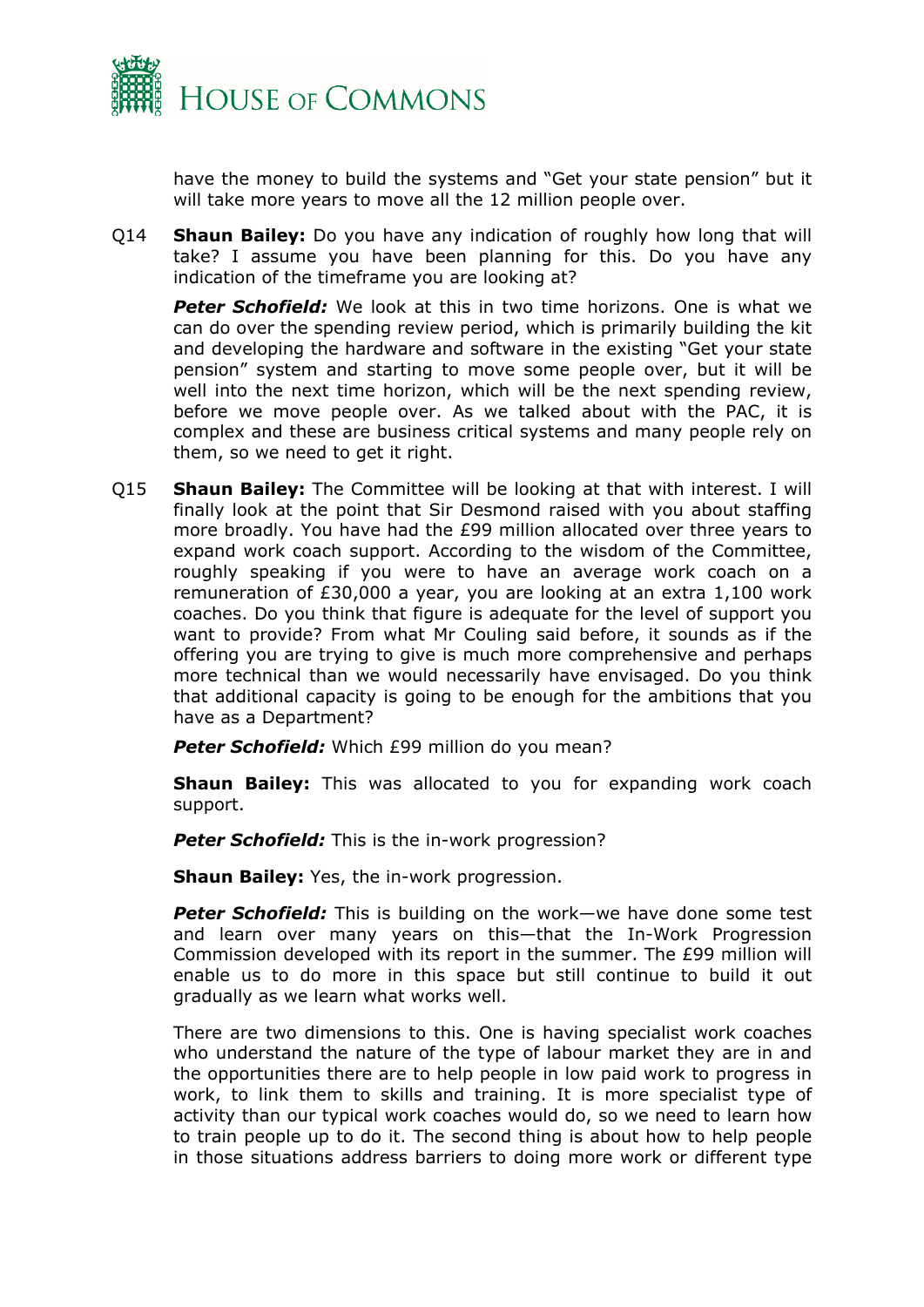have the money to build the systems and "Get your state pension" but it will take more years to move all the 12 million people over.

Q14 **Shaun Bailey:** Do you have any indication of roughly how long that will take? I assume you have been planning for this. Do you have any indication of the timeframe you are looking at?

***Peter Schofield:*** We look at this in two time horizons. One is what we can do over the spending review period, which is primarily building the kit and developing the hardware and software in the existing "Get your state pension" system and starting to move some people over, but it will be well into the next time horizon, which will be the next spending review, before we move people over. As we talked about with the PAC, it is complex and these are business critical systems and many people rely on them, so we need to get it right.

Q15 **Shaun Bailey:** The Committee will be looking at that with interest. I will finally look at the point that Sir Desmond raised with you about staffing more broadly. You have had the £99 million allocated over three years to expand work coach support. According to the wisdom of the Committee, roughly speaking if you were to have an average work coach on a remuneration of £30,000 a year, you are looking at an extra 1,100 work coaches. Do you think that figure is adequate for the level of support you want to provide? From what Mr Couling said before, it sounds as if the offering you are trying to give is much more comprehensive and perhaps more technical than we would necessarily have envisaged. Do you think that additional capacity is going to be enough for the ambitions that you have as a Department?

***Peter Schofield:*** Which £99 million do you mean?

**Shaun Bailey:** This was allocated to you for expanding work coach support.

***Peter Schofield:*** This is the in-work progression?

**Shaun Bailey:** Yes, the in-work progression.

***Peter Schofield:*** This is building on the work—we have done some test and learn over many years on this—that the In-Work Progression Commission developed with its report in the summer. The £99 million will enable us to do more in this space but still continue to build it out gradually as we learn what works well.

There are two dimensions to this. One is having specialist work coaches who understand the nature of the type of labour market they are in and the opportunities there are to help people in low paid work to progress in work, to link them to skills and training. It is more specialist type of activity than our typical work coaches would do, so we need to learn how to train people up to do it. The second thing is about how to help people in those situations address barriers to doing more work or different type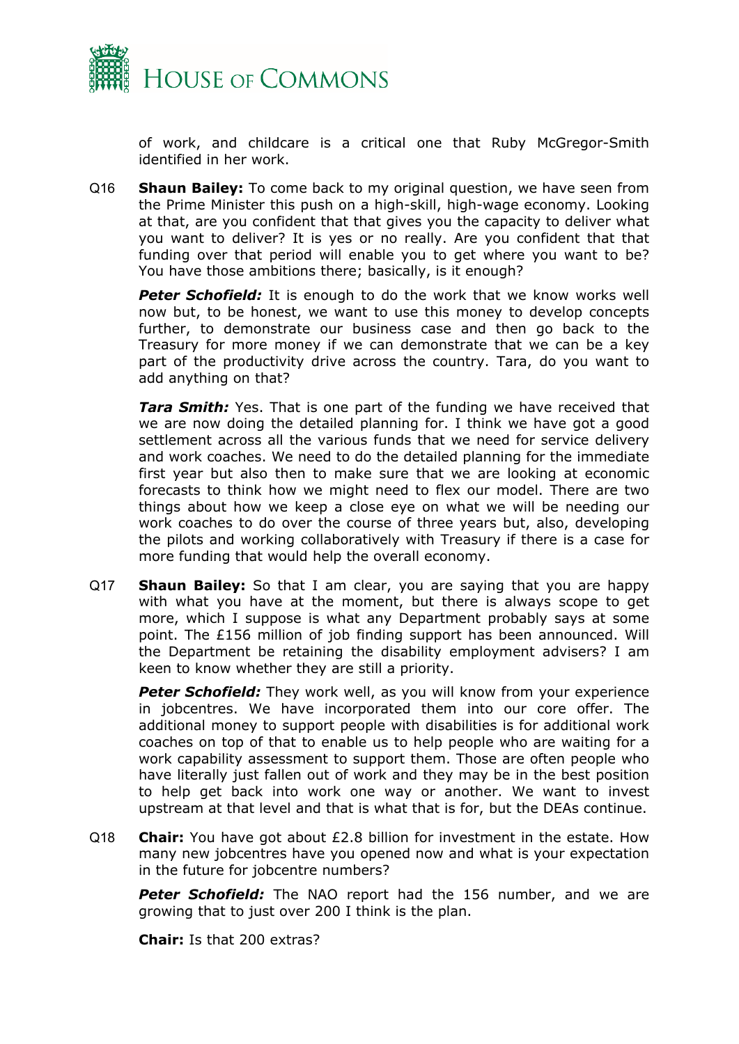of work, and childcare is a critical one that Ruby McGregor-Smith identified in her work.

Q16 **Shaun Bailey:** To come back to my original question, we have seen from the Prime Minister this push on a high-skill, high-wage economy. Looking at that, are you confident that that gives you the capacity to deliver what you want to deliver? It is yes or no really. Are you confident that that funding over that period will enable you to get where you want to be? You have those ambitions there; basically, is it enough?

***Peter Schofield:*** It is enough to do the work that we know works well now but, to be honest, we want to use this money to develop concepts further, to demonstrate our business case and then go back to the Treasury for more money if we can demonstrate that we can be a key part of the productivity drive across the country. Tara, do you want to add anything on that?

***Tara Smith:*** Yes. That is one part of the funding we have received that we are now doing the detailed planning for. I think we have got a good settlement across all the various funds that we need for service delivery and work coaches. We need to do the detailed planning for the immediate first year but also then to make sure that we are looking at economic forecasts to think how we might need to flex our model. There are two things about how we keep a close eye on what we will be needing our work coaches to do over the course of three years but, also, developing the pilots and working collaboratively with Treasury if there is a case for more funding that would help the overall economy.

Q17 **Shaun Bailey:** So that I am clear, you are saying that you are happy with what you have at the moment, but there is always scope to get more, which I suppose is what any Department probably says at some point. The £156 million of job finding support has been announced. Will the Department be retaining the disability employment advisers? I am keen to know whether they are still a priority.

***Peter Schofield:*** They work well, as you will know from your experience in jobcentres. We have incorporated them into our core offer. The additional money to support people with disabilities is for additional work coaches on top of that to enable us to help people who are waiting for a work capability assessment to support them. Those are often people who have literally just fallen out of work and they may be in the best position to help get back into work one way or another. We want to invest upstream at that level and that is what that is for, but the DEAs continue.

Q18 **Chair:** You have got about £2.8 billion for investment in the estate. How many new jobcentres have you opened now and what is your expectation in the future for jobcentre numbers?

***Peter Schofield:*** The NAO report had the 156 number, and we are growing that to just over 200 I think is the plan.

**Chair:** Is that 200 extras?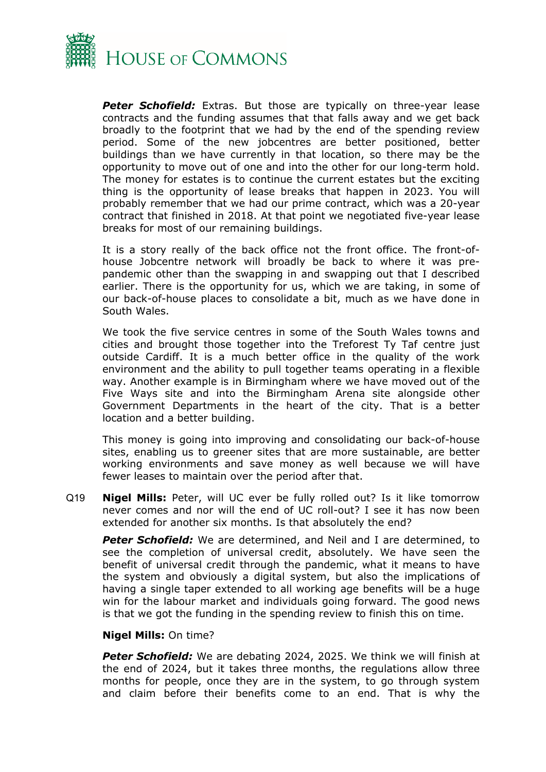***Peter Schofield:*** Extras. But those are typically on three-year lease contracts and the funding assumes that that falls away and we get back broadly to the footprint that we had by the end of the spending review period. Some of the new jobcentres are better positioned, better buildings than we have currently in that location, so there may be the opportunity to move out of one and into the other for our long-term hold. The money for estates is to continue the current estates but the exciting thing is the opportunity of lease breaks that happen in 2023. You will probably remember that we had our prime contract, which was a 20-year contract that finished in 2018. At that point we negotiated five-year lease breaks for most of our remaining buildings.

It is a story really of the back office not the front office. The front-of-house Jobcentre network will broadly be back to where it was pre-pandemic other than the swapping in and swapping out that I described earlier. There is the opportunity for us, which we are taking, in some of our back-of-house places to consolidate a bit, much as we have done in South Wales.

We took the five service centres in some of the South Wales towns and cities and brought those together into the Treforest Ty Taf centre just outside Cardiff. It is a much better office in the quality of the work environment and the ability to pull together teams operating in a flexible way. Another example is in Birmingham where we have moved out of the Five Ways site and into the Birmingham Arena site alongside other Government Departments in the heart of the city. That is a better location and a better building.

This money is going into improving and consolidating our back-of-house sites, enabling us to greener sites that are more sustainable, are better working environments and save money as well because we will have fewer leases to maintain over the period after that.

Q19 **Nigel Mills:** Peter, will UC ever be fully rolled out? Is it like tomorrow never comes and nor will the end of UC roll-out? I see it has now been extended for another six months. Is that absolutely the end?

***Peter Schofield:*** We are determined, and Neil and I are determined, to see the completion of universal credit, absolutely. We have seen the benefit of universal credit through the pandemic, what it means to have the system and obviously a digital system, but also the implications of having a single taper extended to all working age benefits will be a huge win for the labour market and individuals going forward. The good news is that we got the funding in the spending review to finish this on time.

**Nigel Mills:** On time?

***Peter Schofield:*** We are debating 2024, 2025. We think we will finish at the end of 2024, but it takes three months, the regulations allow three months for people, once they are in the system, to go through system and claim before their benefits come to an end. That is why the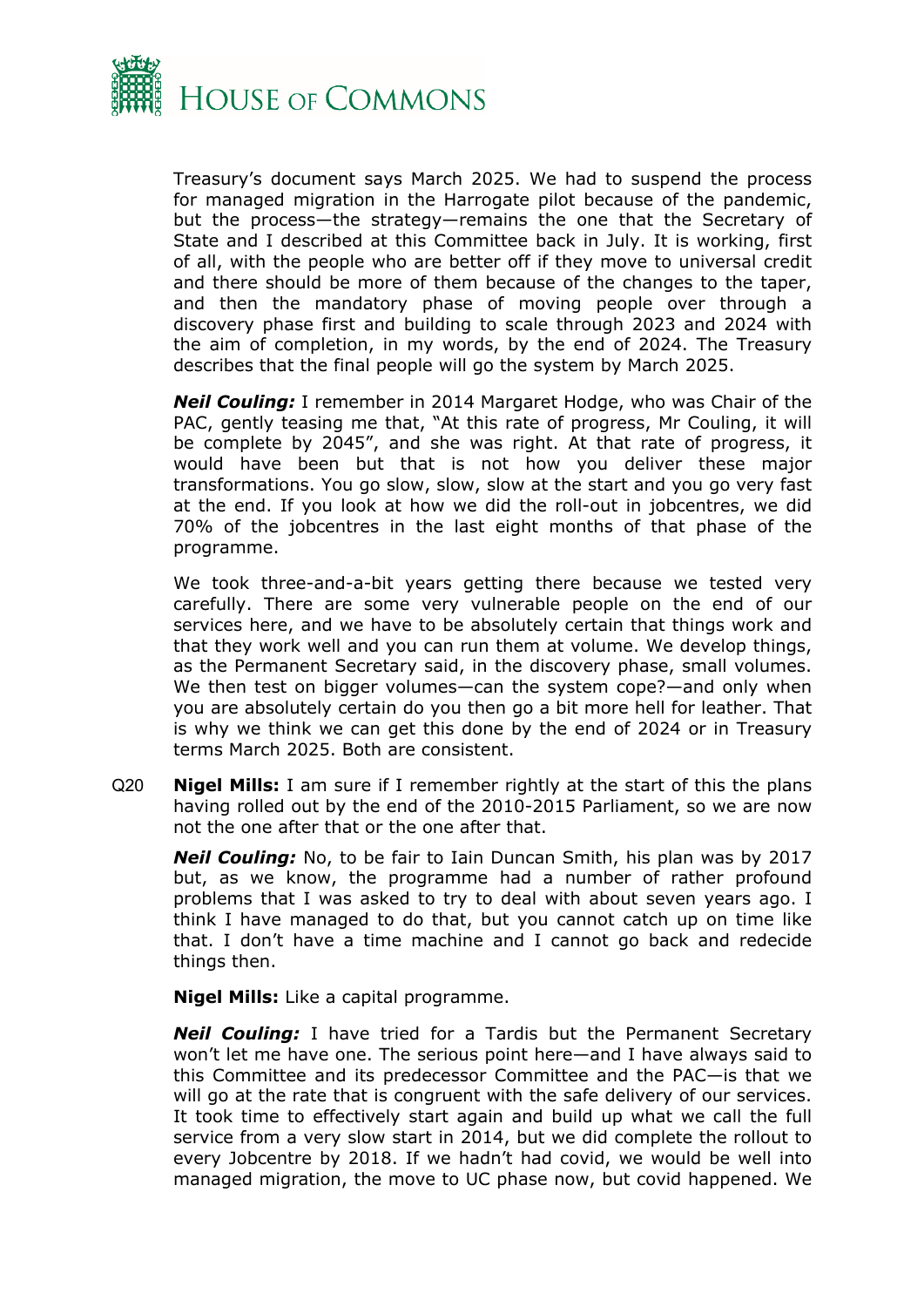Treasury's document says March 2025. We had to suspend the process for managed migration in the Harrogate pilot because of the pandemic, but the process—the strategy—remains the one that the Secretary of State and I described at this Committee back in July. It is working, first of all, with the people who are better off if they move to universal credit and there should be more of them because of the changes to the taper, and then the mandatory phase of moving people over through a discovery phase first and building to scale through 2023 and 2024 with the aim of completion, in my words, by the end of 2024. The Treasury describes that the final people will go the system by March 2025.

***Neil Couling:*** I remember in 2014 Margaret Hodge, who was Chair of the PAC, gently teasing me that, "At this rate of progress, Mr Couling, it will be complete by 2045", and she was right. At that rate of progress, it would have been but that is not how you deliver these major transformations. You go slow, slow, slow at the start and you go very fast at the end. If you look at how we did the roll-out in jobcentres, we did 70% of the jobcentres in the last eight months of that phase of the programme.

We took three-and-a-bit years getting there because we tested very carefully. There are some very vulnerable people on the end of our services here, and we have to be absolutely certain that things work and that they work well and you can run them at volume. We develop things, as the Permanent Secretary said, in the discovery phase, small volumes. We then test on bigger volumes—can the system cope?—and only when you are absolutely certain do you then go a bit more hell for leather. That is why we think we can get this done by the end of 2024 or in Treasury terms March 2025. Both are consistent.

Q20 **Nigel Mills:** I am sure if I remember rightly at the start of this the plans having rolled out by the end of the 2010-2015 Parliament, so we are now not the one after that or the one after that.

***Neil Couling:*** No, to be fair to Iain Duncan Smith, his plan was by 2017 but, as we know, the programme had a number of rather profound problems that I was asked to try to deal with about seven years ago. I think I have managed to do that, but you cannot catch up on time like that. I don't have a time machine and I cannot go back and redecide things then.

**Nigel Mills:** Like a capital programme.

***Neil Couling:*** I have tried for a Tardis but the Permanent Secretary won't let me have one. The serious point here—and I have always said to this Committee and its predecessor Committee and the PAC—is that we will go at the rate that is congruent with the safe delivery of our services. It took time to effectively start again and build up what we call the full service from a very slow start in 2014, but we did complete the rollout to every Jobcentre by 2018. If we hadn't had covid, we would be well into managed migration, the move to UC phase now, but covid happened. We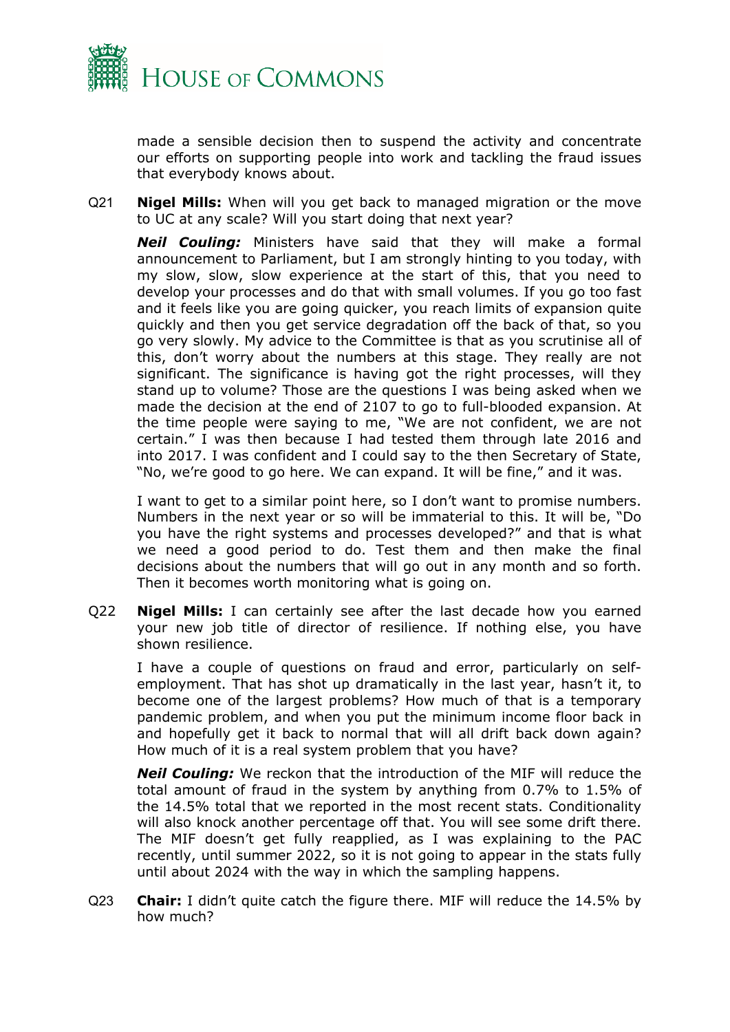made a sensible decision then to suspend the activity and concentrate our efforts on supporting people into work and tackling the fraud issues that everybody knows about.

Q21 **Nigel Mills:** When will you get back to managed migration or the move to UC at any scale? Will you start doing that next year?

***Neil Couling:*** Ministers have said that they will make a formal announcement to Parliament, but I am strongly hinting to you today, with my slow, slow, slow experience at the start of this, that you need to develop your processes and do that with small volumes. If you go too fast and it feels like you are going quicker, you reach limits of expansion quite quickly and then you get service degradation off the back of that, so you go very slowly. My advice to the Committee is that as you scrutinise all of this, don't worry about the numbers at this stage. They really are not significant. The significance is having got the right processes, will they stand up to volume? Those are the questions I was being asked when we made the decision at the end of 2107 to go to full-blooded expansion. At the time people were saying to me, "We are not confident, we are not certain." I was then because I had tested them through late 2016 and into 2017. I was confident and I could say to the then Secretary of State, "No, we're good to go here. We can expand. It will be fine," and it was.

I want to get to a similar point here, so I don't want to promise numbers. Numbers in the next year or so will be immaterial to this. It will be, "Do you have the right systems and processes developed?" and that is what we need a good period to do. Test them and then make the final decisions about the numbers that will go out in any month and so forth. Then it becomes worth monitoring what is going on.

Q22 **Nigel Mills:** I can certainly see after the last decade how you earned your new job title of director of resilience. If nothing else, you have shown resilience.

I have a couple of questions on fraud and error, particularly on self-employment. That has shot up dramatically in the last year, hasn't it, to become one of the largest problems? How much of that is a temporary pandemic problem, and when you put the minimum income floor back in and hopefully get it back to normal that will all drift back down again? How much of it is a real system problem that you have?

***Neil Couling:*** We reckon that the introduction of the MIF will reduce the total amount of fraud in the system by anything from 0.7% to 1.5% of the 14.5% total that we reported in the most recent stats. Conditionality will also knock another percentage off that. You will see some drift there. The MIF doesn't get fully reapplied, as I was explaining to the PAC recently, until summer 2022, so it is not going to appear in the stats fully until about 2024 with the way in which the sampling happens.

Q23 **Chair:** I didn't quite catch the figure there. MIF will reduce the 14.5% by how much?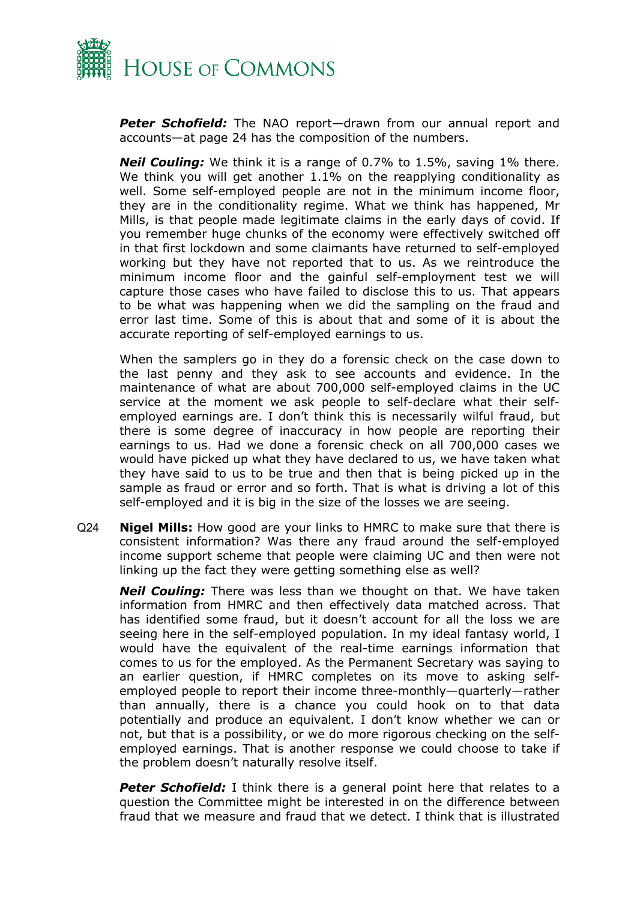***Peter Schofield:*** The NAO report—drawn from our annual report and accounts—at page 24 has the composition of the numbers.

***Neil Couling:*** We think it is a range of 0.7% to 1.5%, saving 1% there. We think you will get another 1.1% on the reapplying conditionality as well. Some self-employed people are not in the minimum income floor, they are in the conditionality regime. What we think has happened, Mr Mills, is that people made legitimate claims in the early days of covid. If you remember huge chunks of the economy were effectively switched off in that first lockdown and some claimants have returned to self-employed working but they have not reported that to us. As we reintroduce the minimum income floor and the gainful self-employment test we will capture those cases who have failed to disclose this to us. That appears to be what was happening when we did the sampling on the fraud and error last time. Some of this is about that and some of it is about the accurate reporting of self-employed earnings to us.

When the samplers go in they do a forensic check on the case down to the last penny and they ask to see accounts and evidence. In the maintenance of what are about 700,000 self-employed claims in the UC service at the moment we ask people to self-declare what their self-employed earnings are. I don't think this is necessarily wilful fraud, but there is some degree of inaccuracy in how people are reporting their earnings to us. Had we done a forensic check on all 700,000 cases we would have picked up what they have declared to us, we have taken what they have said to us to be true and then that is being picked up in the sample as fraud or error and so forth. That is what is driving a lot of this self-employed and it is big in the size of the losses we are seeing.

Q24 **Nigel Mills:** How good are your links to HMRC to make sure that there is consistent information? Was there any fraud around the self-employed income support scheme that people were claiming UC and then were not linking up the fact they were getting something else as well?

***Neil Couling:*** There was less than we thought on that. We have taken information from HMRC and then effectively data matched across. That has identified some fraud, but it doesn't account for all the loss we are seeing here in the self-employed population. In my ideal fantasy world, I would have the equivalent of the real-time earnings information that comes to us for the employed. As the Permanent Secretary was saying to an earlier question, if HMRC completes on its move to asking self-employed people to report their income three-monthly—quarterly—rather than annually, there is a chance you could hook on to that data potentially and produce an equivalent. I don't know whether we can or not, but that is a possibility, or we do more rigorous checking on the self-employed earnings. That is another response we could choose to take if the problem doesn't naturally resolve itself.

***Peter Schofield:*** I think there is a general point here that relates to a question the Committee might be interested in on the difference between fraud that we measure and fraud that we detect. I think that is illustrated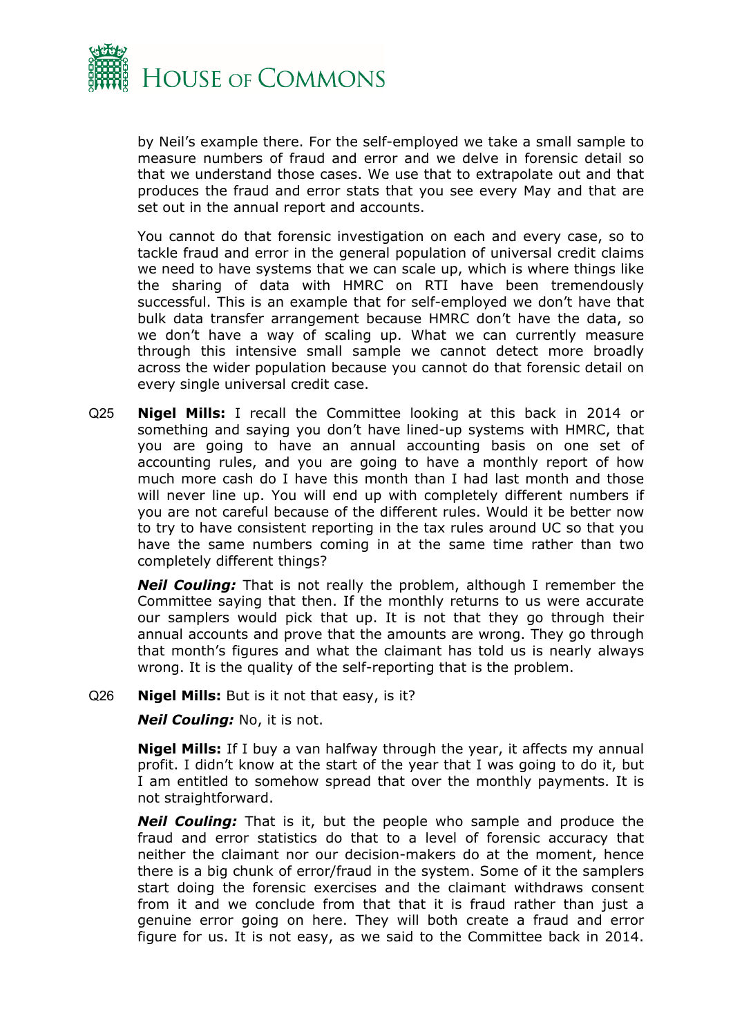by Neil's example there. For the self-employed we take a small sample to measure numbers of fraud and error and we delve in forensic detail so that we understand those cases. We use that to extrapolate out and that produces the fraud and error stats that you see every May and that are set out in the annual report and accounts.

You cannot do that forensic investigation on each and every case, so to tackle fraud and error in the general population of universal credit claims we need to have systems that we can scale up, which is where things like the sharing of data with HMRC on RTI have been tremendously successful. This is an example that for self-employed we don't have that bulk data transfer arrangement because HMRC don't have the data, so we don't have a way of scaling up. What we can currently measure through this intensive small sample we cannot detect more broadly across the wider population because you cannot do that forensic detail on every single universal credit case.

Q25 **Nigel Mills:** I recall the Committee looking at this back in 2014 or something and saying you don't have lined-up systems with HMRC, that you are going to have an annual accounting basis on one set of accounting rules, and you are going to have a monthly report of how much more cash do I have this month than I had last month and those will never line up. You will end up with completely different numbers if you are not careful because of the different rules. Would it be better now to try to have consistent reporting in the tax rules around UC so that you have the same numbers coming in at the same time rather than two completely different things?

***Neil Couling:*** That is not really the problem, although I remember the Committee saying that then. If the monthly returns to us were accurate our samplers would pick that up. It is not that they go through their annual accounts and prove that the amounts are wrong. They go through that month's figures and what the claimant has told us is nearly always wrong. It is the quality of the self-reporting that is the problem.

Q26 **Nigel Mills:** But is it not that easy, is it?

***Neil Couling:*** No, it is not.

**Nigel Mills:** If I buy a van halfway through the year, it affects my annual profit. I didn't know at the start of the year that I was going to do it, but I am entitled to somehow spread that over the monthly payments. It is not straightforward.

***Neil Couling:*** That is it, but the people who sample and produce the fraud and error statistics do that to a level of forensic accuracy that neither the claimant nor our decision-makers do at the moment, hence there is a big chunk of error/fraud in the system. Some of it the samplers start doing the forensic exercises and the claimant withdraws consent from it and we conclude from that that it is fraud rather than just a genuine error going on here. They will both create a fraud and error figure for us. It is not easy, as we said to the Committee back in 2014.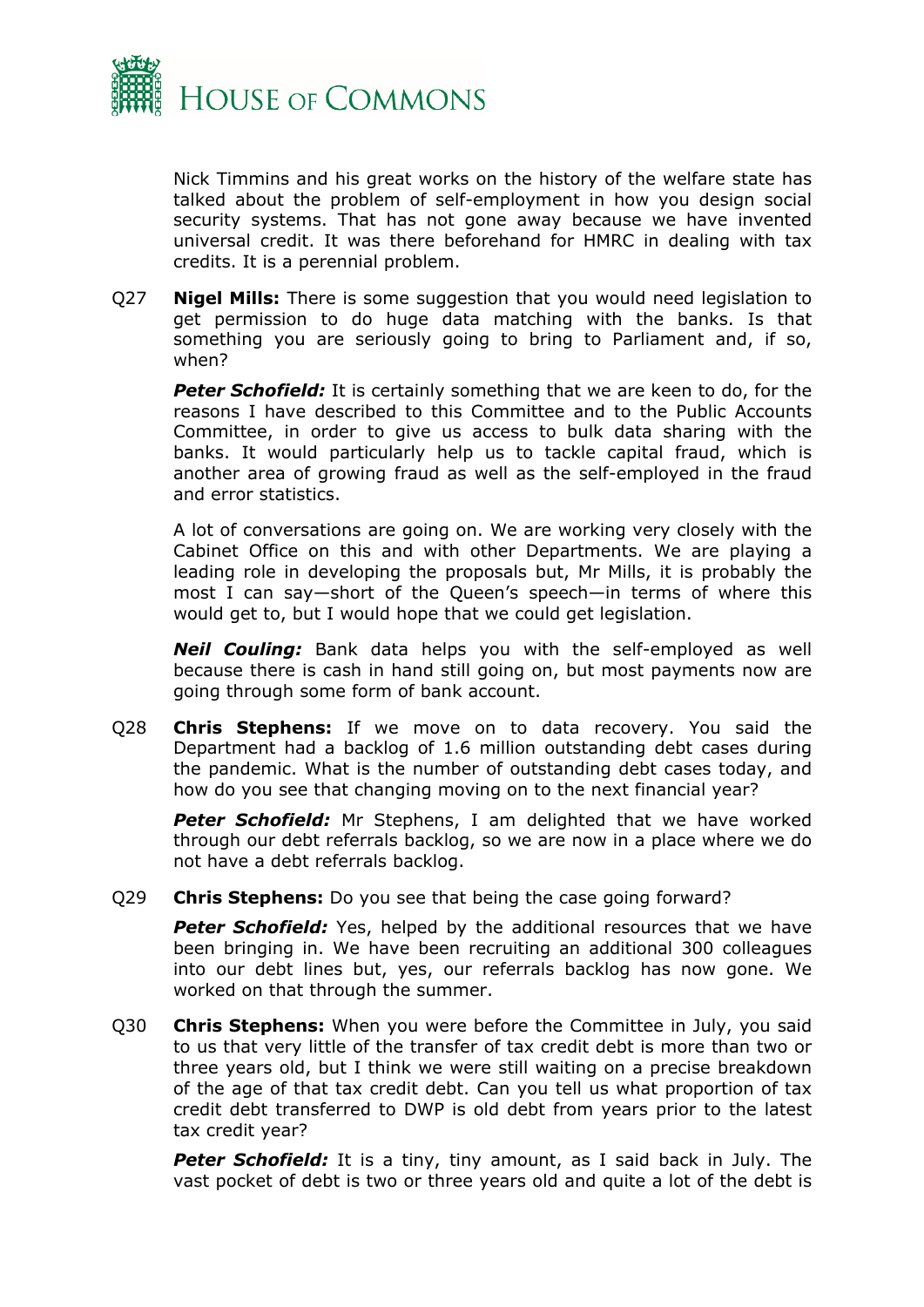Nick Timmins and his great works on the history of the welfare state has talked about the problem of self-employment in how you design social security systems. That has not gone away because we have invented universal credit. It was there beforehand for HMRC in dealing with tax credits. It is a perennial problem.

Q27 **Nigel Mills:** There is some suggestion that you would need legislation to get permission to do huge data matching with the banks. Is that something you are seriously going to bring to Parliament and, if so, when?

***Peter Schofield:*** It is certainly something that we are keen to do, for the reasons I have described to this Committee and to the Public Accounts Committee, in order to give us access to bulk data sharing with the banks. It would particularly help us to tackle capital fraud, which is another area of growing fraud as well as the self-employed in the fraud and error statistics.

A lot of conversations are going on. We are working very closely with the Cabinet Office on this and with other Departments. We are playing a leading role in developing the proposals but, Mr Mills, it is probably the most I can say—short of the Queen's speech—in terms of where this would get to, but I would hope that we could get legislation.

***Neil Couling:*** Bank data helps you with the self-employed as well because there is cash in hand still going on, but most payments now are going through some form of bank account.

Q28 **Chris Stephens:** If we move on to data recovery. You said the Department had a backlog of 1.6 million outstanding debt cases during the pandemic. What is the number of outstanding debt cases today, and how do you see that changing moving on to the next financial year?

***Peter Schofield:*** Mr Stephens, I am delighted that we have worked through our debt referrals backlog, so we are now in a place where we do not have a debt referrals backlog.

Q29 **Chris Stephens:** Do you see that being the case going forward?

***Peter Schofield:*** Yes, helped by the additional resources that we have been bringing in. We have been recruiting an additional 300 colleagues into our debt lines but, yes, our referrals backlog has now gone. We worked on that through the summer.

Q30 **Chris Stephens:** When you were before the Committee in July, you said to us that very little of the transfer of tax credit debt is more than two or three years old, but I think we were still waiting on a precise breakdown of the age of that tax credit debt. Can you tell us what proportion of tax credit debt transferred to DWP is old debt from years prior to the latest tax credit year?

***Peter Schofield:*** It is a tiny, tiny amount, as I said back in July. The vast pocket of debt is two or three years old and quite a lot of the debt is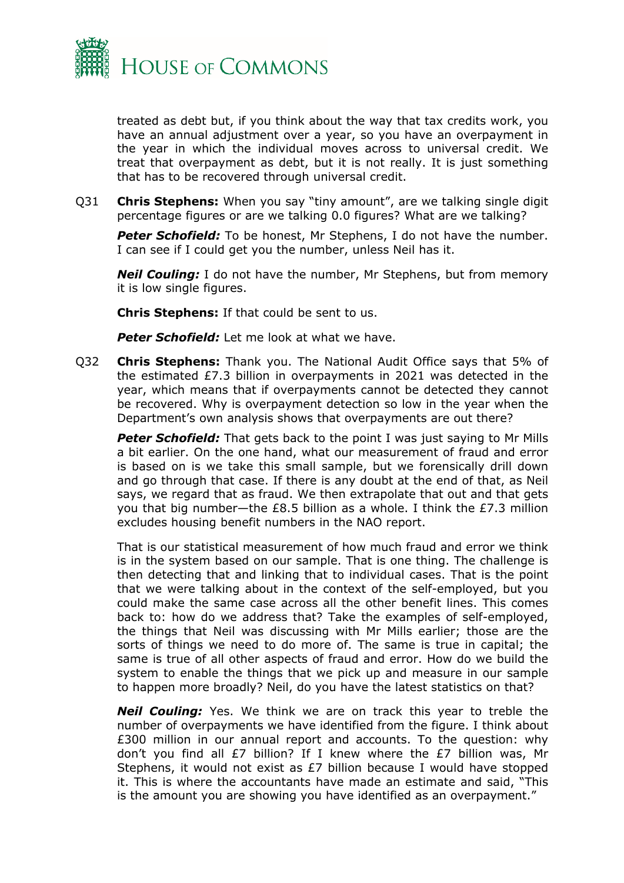treated as debt but, if you think about the way that tax credits work, you have an annual adjustment over a year, so you have an overpayment in the year in which the individual moves across to universal credit. We treat that overpayment as debt, but it is not really. It is just something that has to be recovered through universal credit.

Q31 **Chris Stephens:** When you say "tiny amount", are we talking single digit percentage figures or are we talking 0.0 figures? What are we talking?

***Peter Schofield:*** To be honest, Mr Stephens, I do not have the number. I can see if I could get you the number, unless Neil has it.

***Neil Couling:*** I do not have the number, Mr Stephens, but from memory it is low single figures.

**Chris Stephens:** If that could be sent to us.

***Peter Schofield:*** Let me look at what we have.

Q32 **Chris Stephens:** Thank you. The National Audit Office says that 5% of the estimated £7.3 billion in overpayments in 2021 was detected in the year, which means that if overpayments cannot be detected they cannot be recovered. Why is overpayment detection so low in the year when the Department's own analysis shows that overpayments are out there?

***Peter Schofield:*** That gets back to the point I was just saying to Mr Mills a bit earlier. On the one hand, what our measurement of fraud and error is based on is we take this small sample, but we forensically drill down and go through that case. If there is any doubt at the end of that, as Neil says, we regard that as fraud. We then extrapolate that out and that gets you that big number—the £8.5 billion as a whole. I think the £7.3 million excludes housing benefit numbers in the NAO report.

That is our statistical measurement of how much fraud and error we think is in the system based on our sample. That is one thing. The challenge is then detecting that and linking that to individual cases. That is the point that we were talking about in the context of the self-employed, but you could make the same case across all the other benefit lines. This comes back to: how do we address that? Take the examples of self-employed, the things that Neil was discussing with Mr Mills earlier; those are the sorts of things we need to do more of. The same is true in capital; the same is true of all other aspects of fraud and error. How do we build the system to enable the things that we pick up and measure in our sample to happen more broadly? Neil, do you have the latest statistics on that?

***Neil Couling:*** Yes. We think we are on track this year to treble the number of overpayments we have identified from the figure. I think about £300 million in our annual report and accounts. To the question: why don't you find all £7 billion? If I knew where the £7 billion was, Mr Stephens, it would not exist as £7 billion because I would have stopped it. This is where the accountants have made an estimate and said, "This is the amount you are showing you have identified as an overpayment."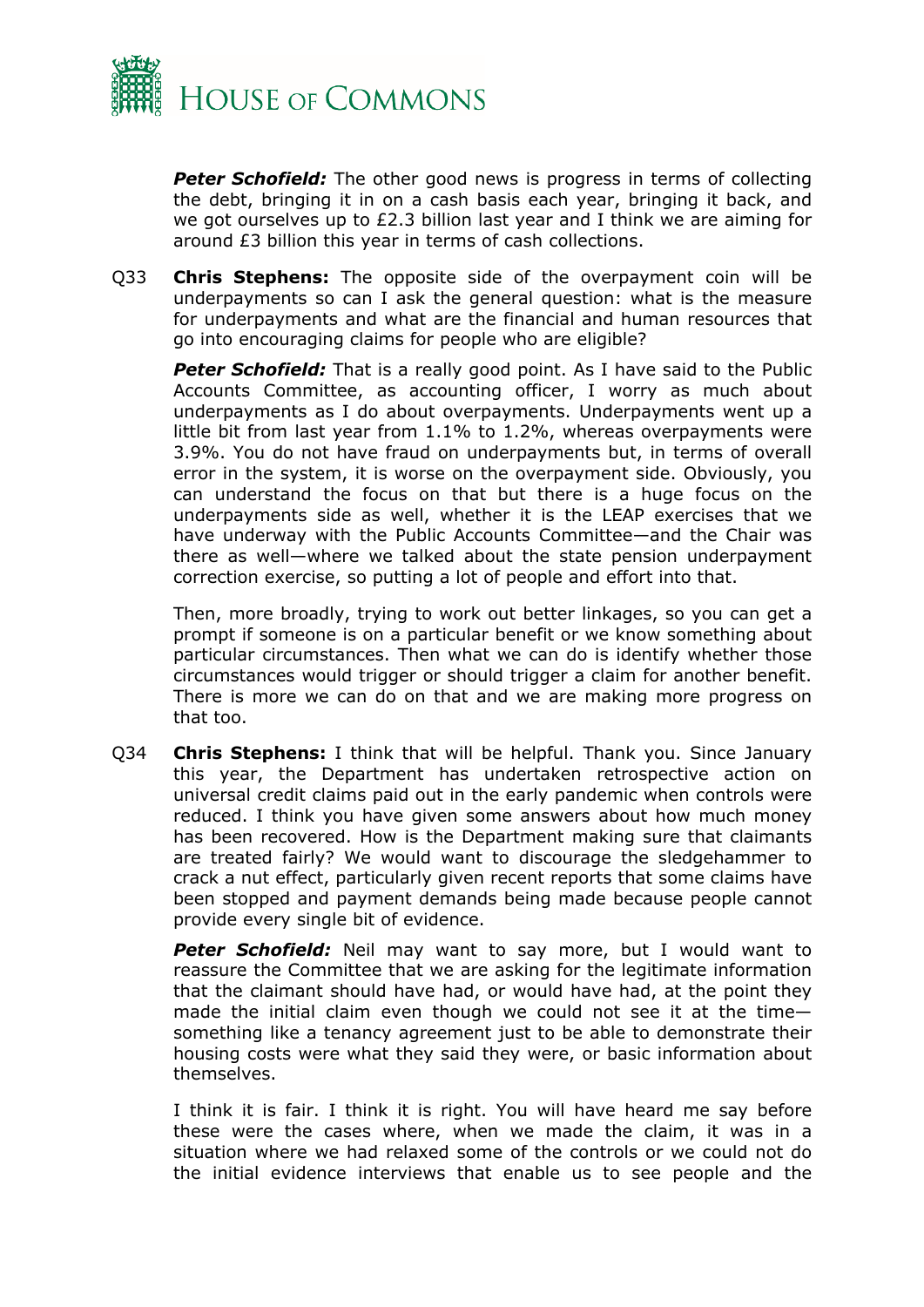***Peter Schofield:*** The other good news is progress in terms of collecting the debt, bringing it in on a cash basis each year, bringing it back, and we got ourselves up to £2.3 billion last year and I think we are aiming for around £3 billion this year in terms of cash collections.

Q33 **Chris Stephens:** The opposite side of the overpayment coin will be underpayments so can I ask the general question: what is the measure for underpayments and what are the financial and human resources that go into encouraging claims for people who are eligible?

***Peter Schofield:*** That is a really good point. As I have said to the Public Accounts Committee, as accounting officer, I worry as much about underpayments as I do about overpayments. Underpayments went up a little bit from last year from 1.1% to 1.2%, whereas overpayments were 3.9%. You do not have fraud on underpayments but, in terms of overall error in the system, it is worse on the overpayment side. Obviously, you can understand the focus on that but there is a huge focus on the underpayments side as well, whether it is the LEAP exercises that we have underway with the Public Accounts Committee—and the Chair was there as well—where we talked about the state pension underpayment correction exercise, so putting a lot of people and effort into that.

Then, more broadly, trying to work out better linkages, so you can get a prompt if someone is on a particular benefit or we know something about particular circumstances. Then what we can do is identify whether those circumstances would trigger or should trigger a claim for another benefit. There is more we can do on that and we are making more progress on that too.

Q34 **Chris Stephens:** I think that will be helpful. Thank you. Since January this year, the Department has undertaken retrospective action on universal credit claims paid out in the early pandemic when controls were reduced. I think you have given some answers about how much money has been recovered. How is the Department making sure that claimants are treated fairly? We would want to discourage the sledgehammer to crack a nut effect, particularly given recent reports that some claims have been stopped and payment demands being made because people cannot provide every single bit of evidence.

***Peter Schofield:*** Neil may want to say more, but I would want to reassure the Committee that we are asking for the legitimate information that the claimant should have had, or would have had, at the point they made the initial claim even though we could not see it at the time—something like a tenancy agreement just to be able to demonstrate their housing costs were what they said they were, or basic information about themselves.

I think it is fair. I think it is right. You will have heard me say before these were the cases where, when we made the claim, it was in a situation where we had relaxed some of the controls or we could not do the initial evidence interviews that enable us to see people and the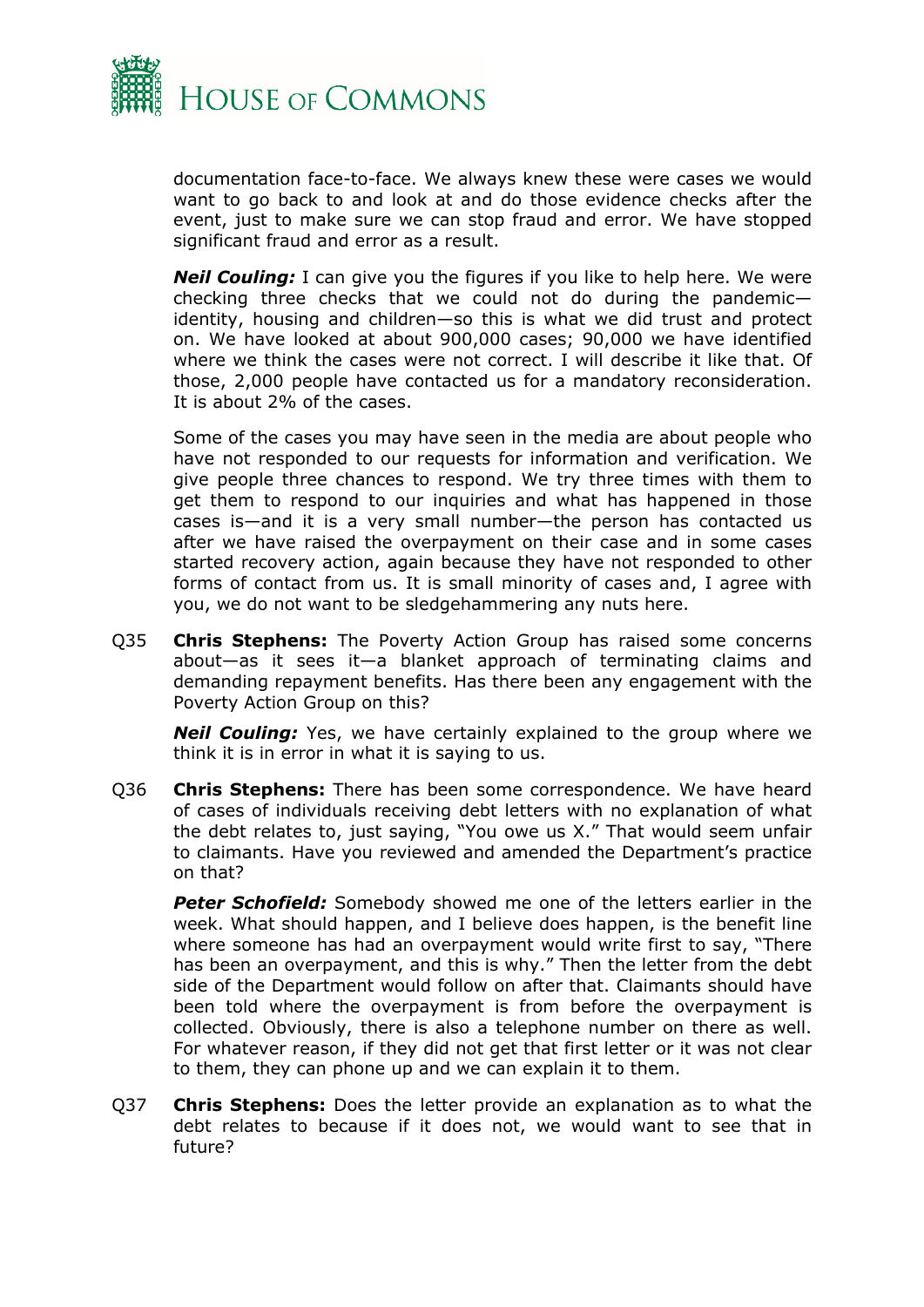documentation face-to-face. We always knew these were cases we would want to go back to and look at and do those evidence checks after the event, just to make sure we can stop fraud and error. We have stopped significant fraud and error as a result.

***Neil Couling:*** I can give you the figures if you like to help here. We were checking three checks that we could not do during the pandemic—identity, housing and children—so this is what we did trust and protect on. We have looked at about 900,000 cases; 90,000 we have identified where we think the cases were not correct. I will describe it like that. Of those, 2,000 people have contacted us for a mandatory reconsideration. It is about 2% of the cases.

Some of the cases you may have seen in the media are about people who have not responded to our requests for information and verification. We give people three chances to respond. We try three times with them to get them to respond to our inquiries and what has happened in those cases is—and it is a very small number—the person has contacted us after we have raised the overpayment on their case and in some cases started recovery action, again because they have not responded to other forms of contact from us. It is small minority of cases and, I agree with you, we do not want to be sledgehammering any nuts here.

Q35 **Chris Stephens:** The Poverty Action Group has raised some concerns about—as it sees it—a blanket approach of terminating claims and demanding repayment benefits. Has there been any engagement with the Poverty Action Group on this?

***Neil Couling:*** Yes, we have certainly explained to the group where we think it is in error in what it is saying to us.

Q36 **Chris Stephens:** There has been some correspondence. We have heard of cases of individuals receiving debt letters with no explanation of what the debt relates to, just saying, "You owe us X." That would seem unfair to claimants. Have you reviewed and amended the Department's practice on that?

***Peter Schofield:*** Somebody showed me one of the letters earlier in the week. What should happen, and I believe does happen, is the benefit line where someone has had an overpayment would write first to say, "There has been an overpayment, and this is why." Then the letter from the debt side of the Department would follow on after that. Claimants should have been told where the overpayment is from before the overpayment is collected. Obviously, there is also a telephone number on there as well. For whatever reason, if they did not get that first letter or it was not clear to them, they can phone up and we can explain it to them.

Q37 **Chris Stephens:** Does the letter provide an explanation as to what the debt relates to because if it does not, we would want to see that in future?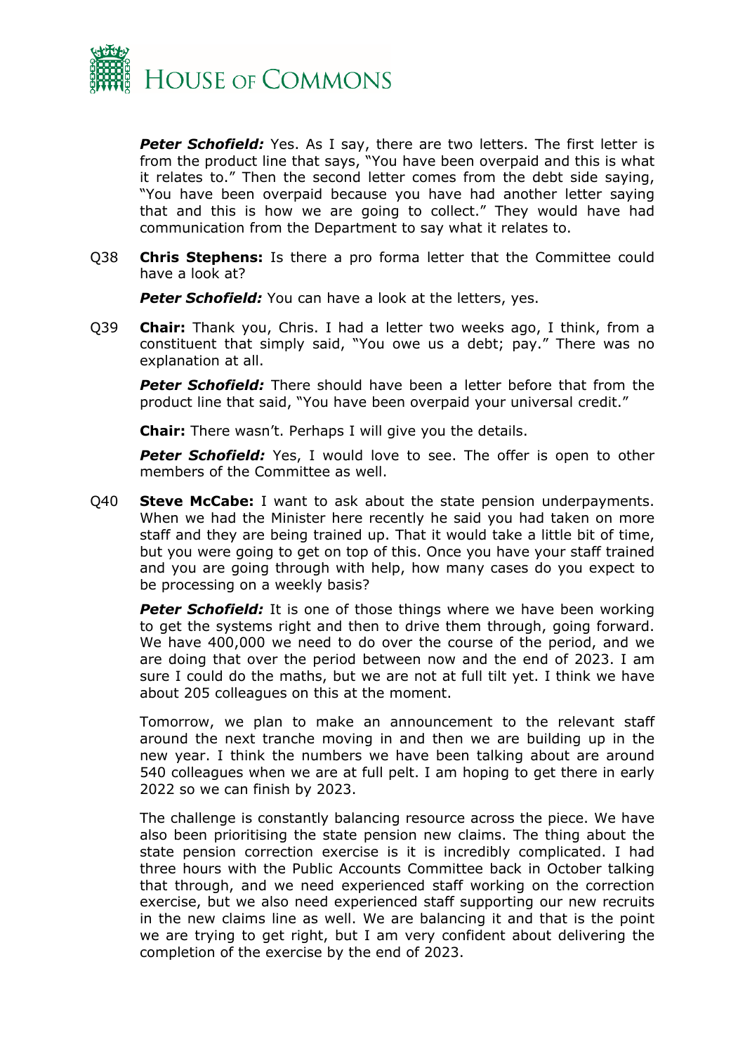***Peter Schofield:*** Yes. As I say, there are two letters. The first letter is from the product line that says, "You have been overpaid and this is what it relates to." Then the second letter comes from the debt side saying, "You have been overpaid because you have had another letter saying that and this is how we are going to collect." They would have had communication from the Department to say what it relates to.

Q38 **Chris Stephens:** Is there a pro forma letter that the Committee could have a look at?

***Peter Schofield:*** You can have a look at the letters, yes.

Q39 **Chair:** Thank you, Chris. I had a letter two weeks ago, I think, from a constituent that simply said, "You owe us a debt; pay." There was no explanation at all.

***Peter Schofield:*** There should have been a letter before that from the product line that said, "You have been overpaid your universal credit."

**Chair:** There wasn't. Perhaps I will give you the details.

***Peter Schofield:*** Yes, I would love to see. The offer is open to other members of the Committee as well.

Q40 **Steve McCabe:** I want to ask about the state pension underpayments. When we had the Minister here recently he said you had taken on more staff and they are being trained up. That it would take a little bit of time, but you were going to get on top of this. Once you have your staff trained and you are going through with help, how many cases do you expect to be processing on a weekly basis?

***Peter Schofield:*** It is one of those things where we have been working to get the systems right and then to drive them through, going forward. We have 400,000 we need to do over the course of the period, and we are doing that over the period between now and the end of 2023. I am sure I could do the maths, but we are not at full tilt yet. I think we have about 205 colleagues on this at the moment.

Tomorrow, we plan to make an announcement to the relevant staff around the next tranche moving in and then we are building up in the new year. I think the numbers we have been talking about are around 540 colleagues when we are at full pelt. I am hoping to get there in early 2022 so we can finish by 2023.

The challenge is constantly balancing resource across the piece. We have also been prioritising the state pension new claims. The thing about the state pension correction exercise is it is incredibly complicated. I had three hours with the Public Accounts Committee back in October talking that through, and we need experienced staff working on the correction exercise, but we also need experienced staff supporting our new recruits in the new claims line as well. We are balancing it and that is the point we are trying to get right, but I am very confident about delivering the completion of the exercise by the end of 2023.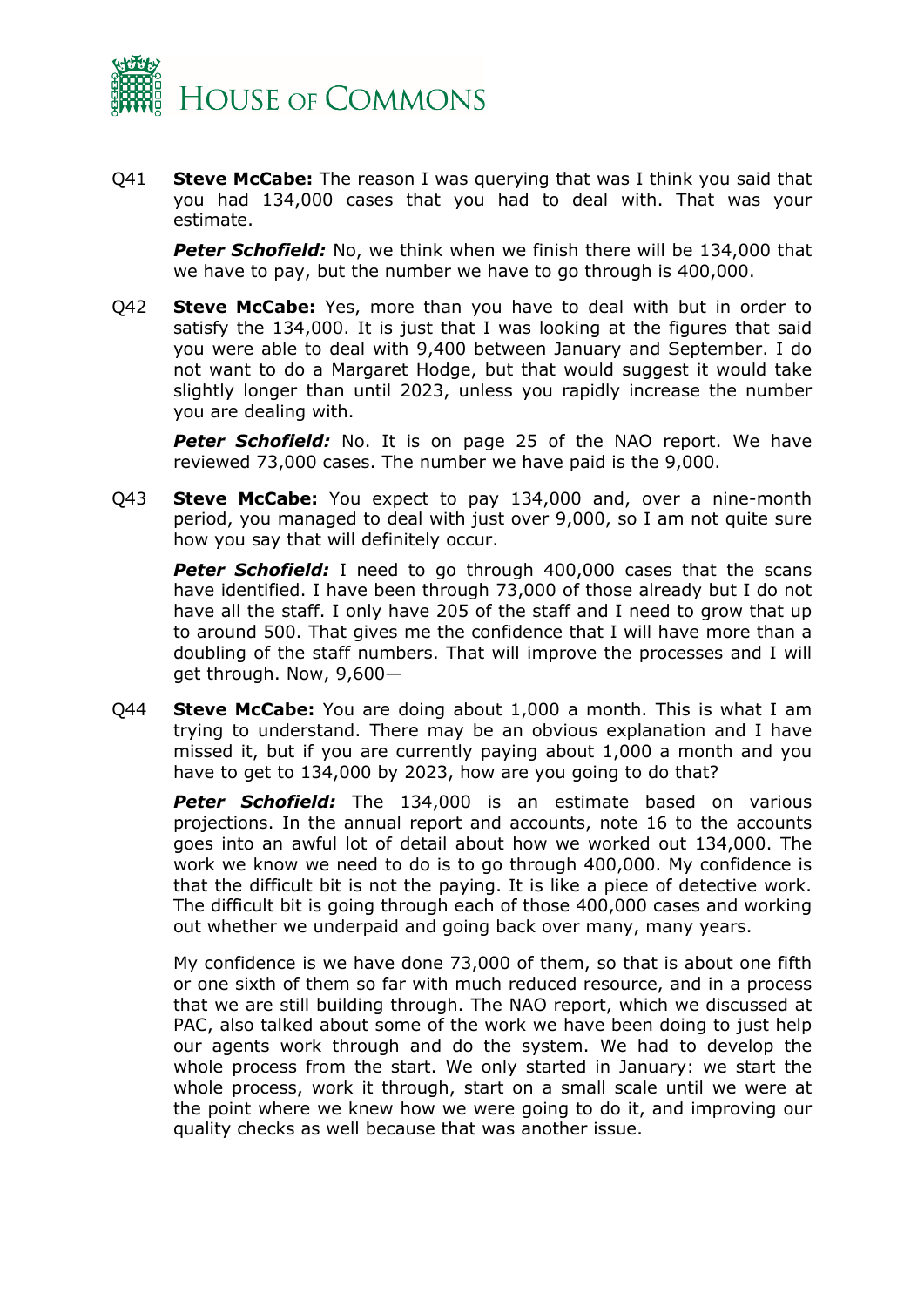Q41 **Steve McCabe:** The reason I was querying that was I think you said that you had 134,000 cases that you had to deal with. That was your estimate.

***Peter Schofield:*** No, we think when we finish there will be 134,000 that we have to pay, but the number we have to go through is 400,000.

Q42 **Steve McCabe:** Yes, more than you have to deal with but in order to satisfy the 134,000. It is just that I was looking at the figures that said you were able to deal with 9,400 between January and September. I do not want to do a Margaret Hodge, but that would suggest it would take slightly longer than until 2023, unless you rapidly increase the number you are dealing with.

***Peter Schofield:*** No. It is on page 25 of the NAO report. We have reviewed 73,000 cases. The number we have paid is the 9,000.

Q43 **Steve McCabe:** You expect to pay 134,000 and, over a nine-month period, you managed to deal with just over 9,000, so I am not quite sure how you say that will definitely occur.

***Peter Schofield:*** I need to go through 400,000 cases that the scans have identified. I have been through 73,000 of those already but I do not have all the staff. I only have 205 of the staff and I need to grow that up to around 500. That gives me the confidence that I will have more than a doubling of the staff numbers. That will improve the processes and I will get through. Now, 9,600—

Q44 **Steve McCabe:** You are doing about 1,000 a month. This is what I am trying to understand. There may be an obvious explanation and I have missed it, but if you are currently paying about 1,000 a month and you have to get to 134,000 by 2023, how are you going to do that?

***Peter Schofield:*** The 134,000 is an estimate based on various projections. In the annual report and accounts, note 16 to the accounts goes into an awful lot of detail about how we worked out 134,000. The work we know we need to do is to go through 400,000. My confidence is that the difficult bit is not the paying. It is like a piece of detective work. The difficult bit is going through each of those 400,000 cases and working out whether we underpaid and going back over many, many years.

My confidence is we have done 73,000 of them, so that is about one fifth or one sixth of them so far with much reduced resource, and in a process that we are still building through. The NAO report, which we discussed at PAC, also talked about some of the work we have been doing to just help our agents work through and do the system. We had to develop the whole process from the start. We only started in January: we start the whole process, work it through, start on a small scale until we were at the point where we knew how we were going to do it, and improving our quality checks as well because that was another issue.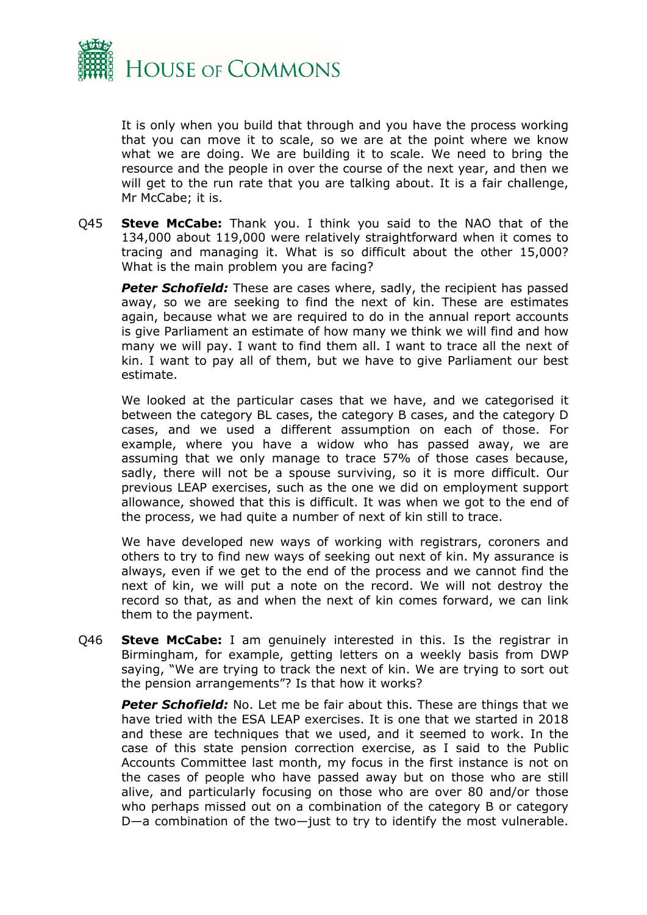It is only when you build that through and you have the process working that you can move it to scale, so we are at the point where we know what we are doing. We are building it to scale. We need to bring the resource and the people in over the course of the next year, and then we will get to the run rate that you are talking about. It is a fair challenge, Mr McCabe; it is.

Q45 **Steve McCabe:** Thank you. I think you said to the NAO that of the 134,000 about 119,000 were relatively straightforward when it comes to tracing and managing it. What is so difficult about the other 15,000? What is the main problem you are facing?

***Peter Schofield:*** These are cases where, sadly, the recipient has passed away, so we are seeking to find the next of kin. These are estimates again, because what we are required to do in the annual report accounts is give Parliament an estimate of how many we think we will find and how many we will pay. I want to find them all. I want to trace all the next of kin. I want to pay all of them, but we have to give Parliament our best estimate.

We looked at the particular cases that we have, and we categorised it between the category BL cases, the category B cases, and the category D cases, and we used a different assumption on each of those. For example, where you have a widow who has passed away, we are assuming that we only manage to trace 57% of those cases because, sadly, there will not be a spouse surviving, so it is more difficult. Our previous LEAP exercises, such as the one we did on employment support allowance, showed that this is difficult. It was when we got to the end of the process, we had quite a number of next of kin still to trace.

We have developed new ways of working with registrars, coroners and others to try to find new ways of seeking out next of kin. My assurance is always, even if we get to the end of the process and we cannot find the next of kin, we will put a note on the record. We will not destroy the record so that, as and when the next of kin comes forward, we can link them to the payment.

Q46 **Steve McCabe:** I am genuinely interested in this. Is the registrar in Birmingham, for example, getting letters on a weekly basis from DWP saying, "We are trying to track the next of kin. We are trying to sort out the pension arrangements"? Is that how it works?

***Peter Schofield:*** No. Let me be fair about this. These are things that we have tried with the ESA LEAP exercises. It is one that we started in 2018 and these are techniques that we used, and it seemed to work. In the case of this state pension correction exercise, as I said to the Public Accounts Committee last month, my focus in the first instance is not on the cases of people who have passed away but on those who are still alive, and particularly focusing on those who are over 80 and/or those who perhaps missed out on a combination of the category B or category D—a combination of the two—just to try to identify the most vulnerable.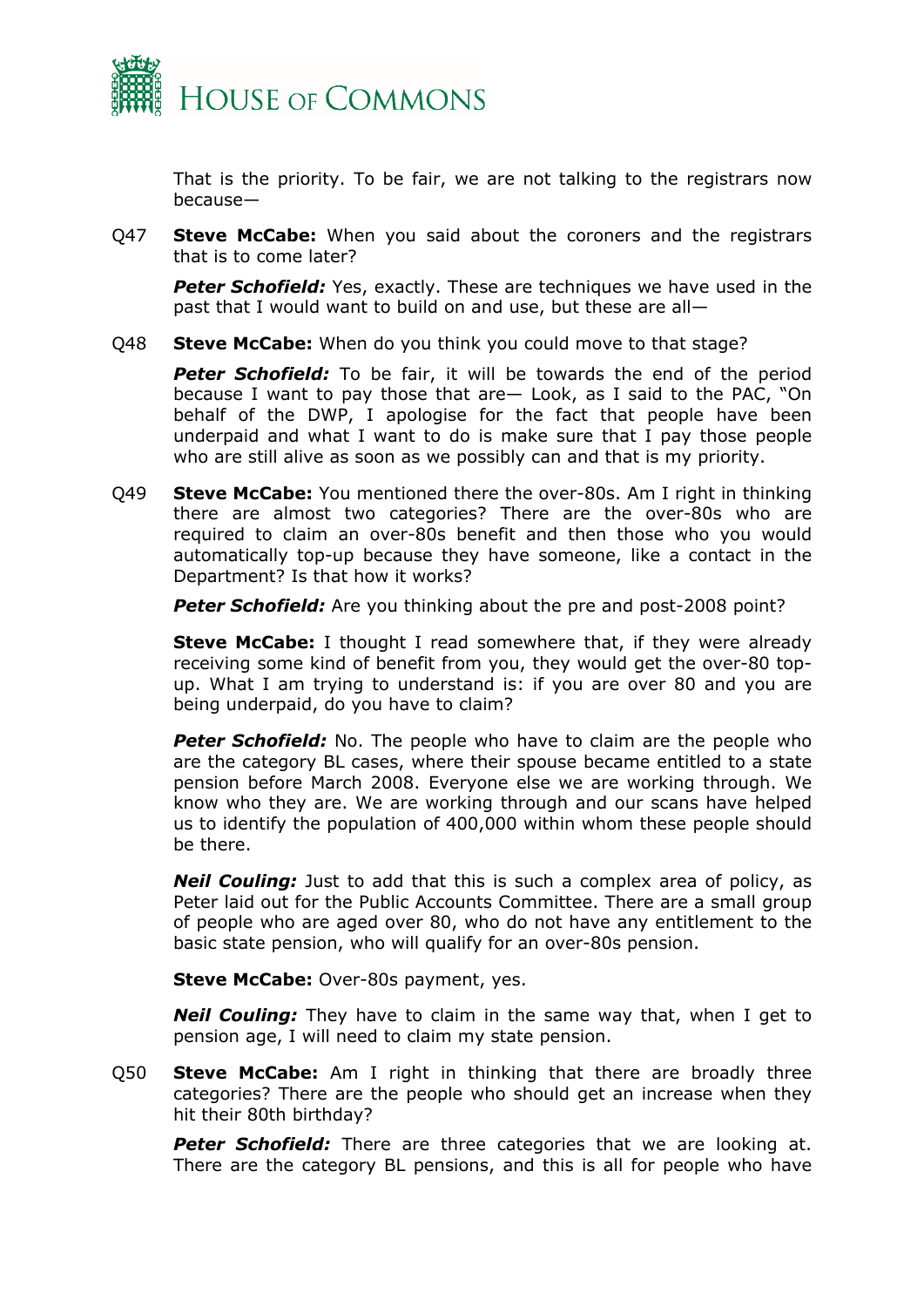That is the priority. To be fair, we are not talking to the registrars now because—

Q47 **Steve McCabe:** When you said about the coroners and the registrars that is to come later?

***Peter Schofield:*** Yes, exactly. These are techniques we have used in the past that I would want to build on and use, but these are all—

Q48 **Steve McCabe:** When do you think you could move to that stage?

***Peter Schofield:*** To be fair, it will be towards the end of the period because I want to pay those that are— Look, as I said to the PAC, "On behalf of the DWP, I apologise for the fact that people have been underpaid and what I want to do is make sure that I pay those people who are still alive as soon as we possibly can and that is my priority.

Q49 **Steve McCabe:** You mentioned there the over-80s. Am I right in thinking there are almost two categories? There are the over-80s who are required to claim an over-80s benefit and then those who you would automatically top-up because they have someone, like a contact in the Department? Is that how it works?

***Peter Schofield:*** Are you thinking about the pre and post-2008 point?

**Steve McCabe:** I thought I read somewhere that, if they were already receiving some kind of benefit from you, they would get the over-80 top-up. What I am trying to understand is: if you are over 80 and you are being underpaid, do you have to claim?

***Peter Schofield:*** No. The people who have to claim are the people who are the category BL cases, where their spouse became entitled to a state pension before March 2008. Everyone else we are working through. We know who they are. We are working through and our scans have helped us to identify the population of 400,000 within whom these people should be there.

***Neil Couling:*** Just to add that this is such a complex area of policy, as Peter laid out for the Public Accounts Committee. There are a small group of people who are aged over 80, who do not have any entitlement to the basic state pension, who will qualify for an over-80s pension.

**Steve McCabe:** Over-80s payment, yes.

***Neil Couling:*** They have to claim in the same way that, when I get to pension age, I will need to claim my state pension.

Q50 **Steve McCabe:** Am I right in thinking that there are broadly three categories? There are the people who should get an increase when they hit their 80th birthday?

***Peter Schofield:*** There are three categories that we are looking at. There are the category BL pensions, and this is all for people who have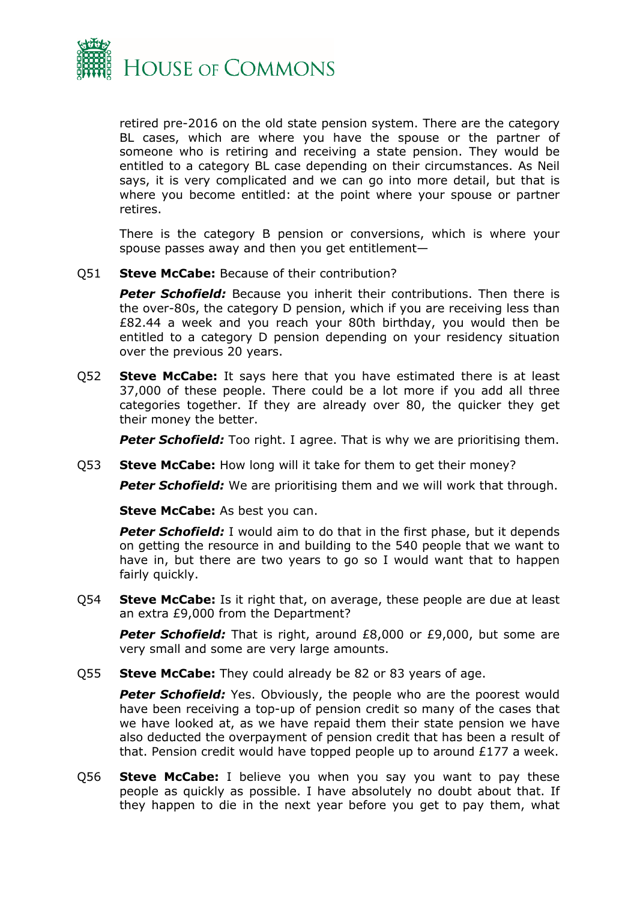retired pre-2016 on the old state pension system. There are the category BL cases, which are where you have the spouse or the partner of someone who is retiring and receiving a state pension. They would be entitled to a category BL case depending on their circumstances. As Neil says, it is very complicated and we can go into more detail, but that is where you become entitled: at the point where your spouse or partner retires.

There is the category B pension or conversions, which is where your spouse passes away and then you get entitlement—

Q51 **Steve McCabe:** Because of their contribution?

***Peter Schofield:*** Because you inherit their contributions. Then there is the over-80s, the category D pension, which if you are receiving less than £82.44 a week and you reach your 80th birthday, you would then be entitled to a category D pension depending on your residency situation over the previous 20 years.

Q52 **Steve McCabe:** It says here that you have estimated there is at least 37,000 of these people. There could be a lot more if you add all three categories together. If they are already over 80, the quicker they get their money the better.

***Peter Schofield:*** Too right. I agree. That is why we are prioritising them.

Q53 **Steve McCabe:** How long will it take for them to get their money?

***Peter Schofield:*** We are prioritising them and we will work that through.

**Steve McCabe:** As best you can.

***Peter Schofield:*** I would aim to do that in the first phase, but it depends on getting the resource in and building to the 540 people that we want to have in, but there are two years to go so I would want that to happen fairly quickly.

Q54 **Steve McCabe:** Is it right that, on average, these people are due at least an extra £9,000 from the Department?

***Peter Schofield:*** That is right, around £8,000 or £9,000, but some are very small and some are very large amounts.

Q55 **Steve McCabe:** They could already be 82 or 83 years of age.

***Peter Schofield:*** Yes. Obviously, the people who are the poorest would have been receiving a top-up of pension credit so many of the cases that we have looked at, as we have repaid them their state pension we have also deducted the overpayment of pension credit that has been a result of that. Pension credit would have topped people up to around £177 a week.

Q56 **Steve McCabe:** I believe you when you say you want to pay these people as quickly as possible. I have absolutely no doubt about that. If they happen to die in the next year before you get to pay them, what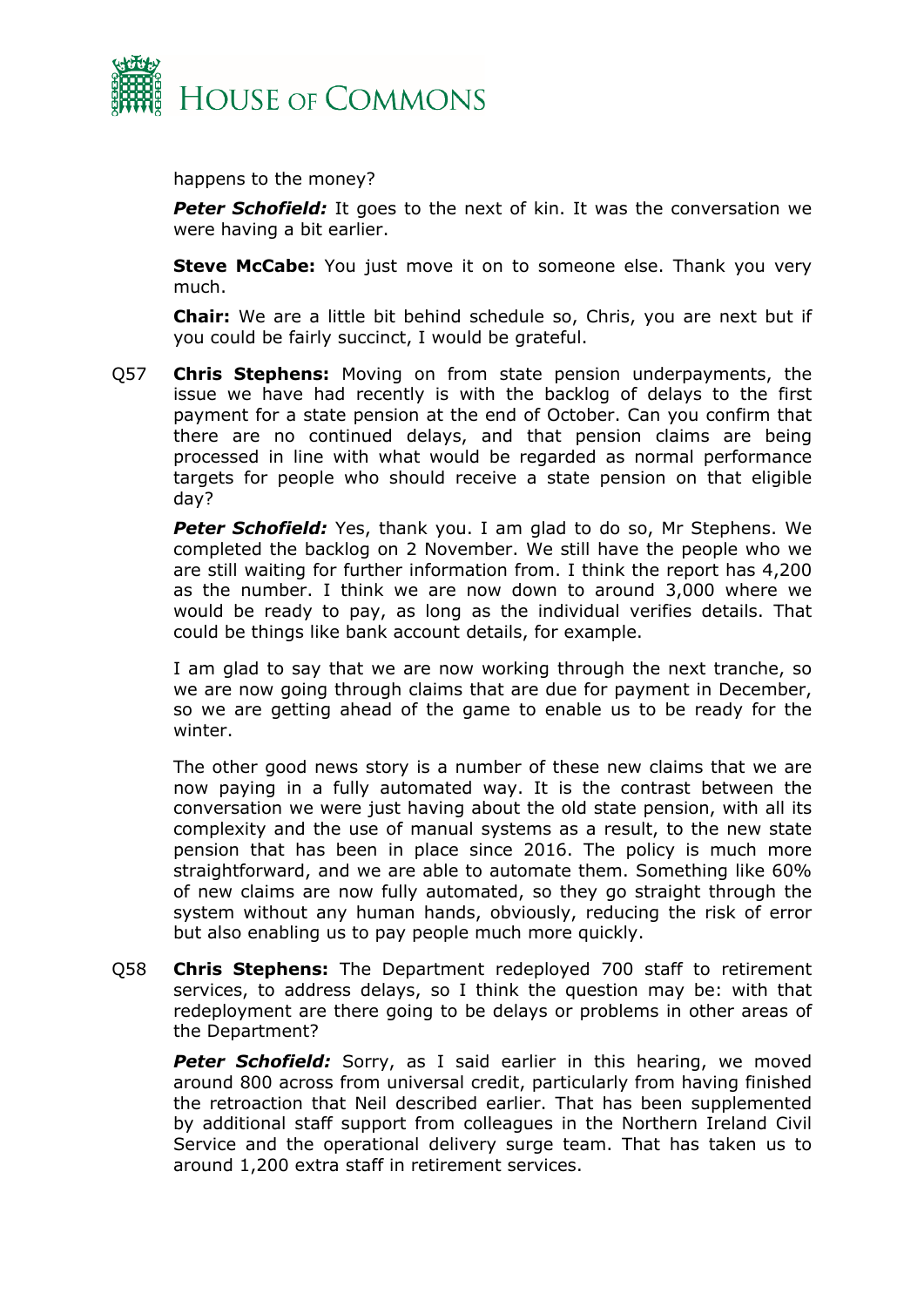happens to the money?

***Peter Schofield:*** It goes to the next of kin. It was the conversation we were having a bit earlier.

**Steve McCabe:** You just move it on to someone else. Thank you very much.

**Chair:** We are a little bit behind schedule so, Chris, you are next but if you could be fairly succinct, I would be grateful.

Q57 **Chris Stephens:** Moving on from state pension underpayments, the issue we have had recently is with the backlog of delays to the first payment for a state pension at the end of October. Can you confirm that there are no continued delays, and that pension claims are being processed in line with what would be regarded as normal performance targets for people who should receive a state pension on that eligible day?

***Peter Schofield:*** Yes, thank you. I am glad to do so, Mr Stephens. We completed the backlog on 2 November. We still have the people who we are still waiting for further information from. I think the report has 4,200 as the number. I think we are now down to around 3,000 where we would be ready to pay, as long as the individual verifies details. That could be things like bank account details, for example.

I am glad to say that we are now working through the next tranche, so we are now going through claims that are due for payment in December, so we are getting ahead of the game to enable us to be ready for the winter.

The other good news story is a number of these new claims that we are now paying in a fully automated way. It is the contrast between the conversation we were just having about the old state pension, with all its complexity and the use of manual systems as a result, to the new state pension that has been in place since 2016. The policy is much more straightforward, and we are able to automate them. Something like 60% of new claims are now fully automated, so they go straight through the system without any human hands, obviously, reducing the risk of error but also enabling us to pay people much more quickly.

Q58 **Chris Stephens:** The Department redeployed 700 staff to retirement services, to address delays, so I think the question may be: with that redeployment are there going to be delays or problems in other areas of the Department?

***Peter Schofield:*** Sorry, as I said earlier in this hearing, we moved around 800 across from universal credit, particularly from having finished the retroaction that Neil described earlier. That has been supplemented by additional staff support from colleagues in the Northern Ireland Civil Service and the operational delivery surge team. That has taken us to around 1,200 extra staff in retirement services.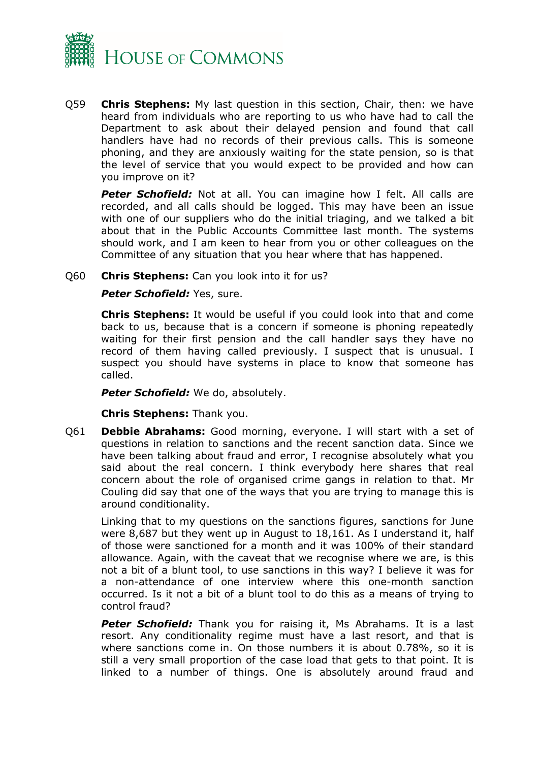Q59 **Chris Stephens:** My last question in this section, Chair, then: we have heard from individuals who are reporting to us who have had to call the Department to ask about their delayed pension and found that call handlers have had no records of their previous calls. This is someone phoning, and they are anxiously waiting for the state pension, so is that the level of service that you would expect to be provided and how can you improve on it?

***Peter Schofield:*** Not at all. You can imagine how I felt. All calls are recorded, and all calls should be logged. This may have been an issue with one of our suppliers who do the initial triaging, and we talked a bit about that in the Public Accounts Committee last month. The systems should work, and I am keen to hear from you or other colleagues on the Committee of any situation that you hear where that has happened.

Q60 **Chris Stephens:** Can you look into it for us?

***Peter Schofield:*** Yes, sure.

**Chris Stephens:** It would be useful if you could look into that and come back to us, because that is a concern if someone is phoning repeatedly waiting for their first pension and the call handler says they have no record of them having called previously. I suspect that is unusual. I suspect you should have systems in place to know that someone has called.

***Peter Schofield:*** We do, absolutely.

**Chris Stephens:** Thank you.

Q61 **Debbie Abrahams:** Good morning, everyone. I will start with a set of questions in relation to sanctions and the recent sanction data. Since we have been talking about fraud and error, I recognise absolutely what you said about the real concern. I think everybody here shares that real concern about the role of organised crime gangs in relation to that. Mr Couling did say that one of the ways that you are trying to manage this is around conditionality.

Linking that to my questions on the sanctions figures, sanctions for June were 8,687 but they went up in August to 18,161. As I understand it, half of those were sanctioned for a month and it was 100% of their standard allowance. Again, with the caveat that we recognise where we are, is this not a bit of a blunt tool, to use sanctions in this way? I believe it was for a non-attendance of one interview where this one-month sanction occurred. Is it not a bit of a blunt tool to do this as a means of trying to control fraud?

***Peter Schofield:*** Thank you for raising it, Ms Abrahams. It is a last resort. Any conditionality regime must have a last resort, and that is where sanctions come in. On those numbers it is about 0.78%, so it is still a very small proportion of the case load that gets to that point. It is linked to a number of things. One is absolutely around fraud and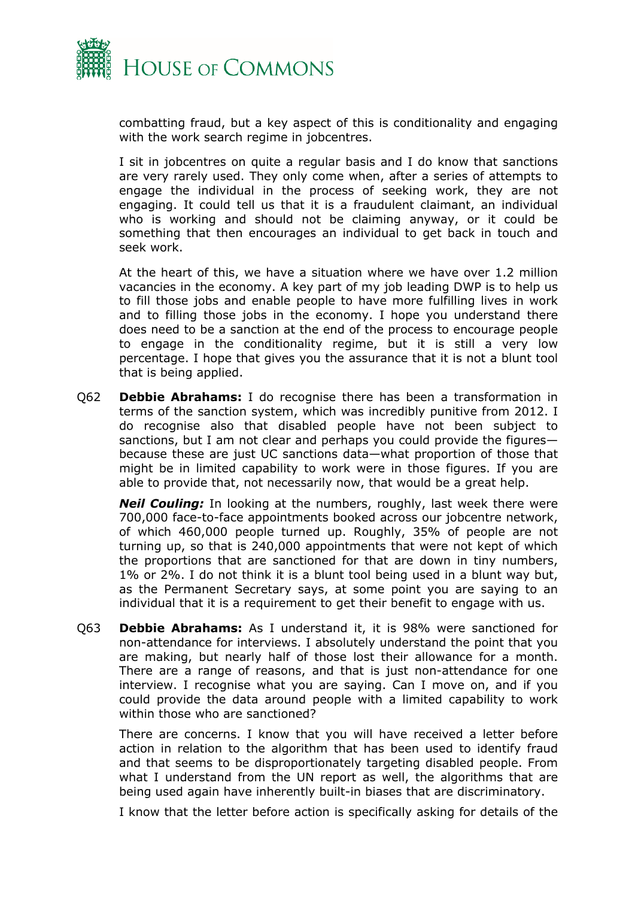combatting fraud, but a key aspect of this is conditionality and engaging with the work search regime in jobcentres.

I sit in jobcentres on quite a regular basis and I do know that sanctions are very rarely used. They only come when, after a series of attempts to engage the individual in the process of seeking work, they are not engaging. It could tell us that it is a fraudulent claimant, an individual who is working and should not be claiming anyway, or it could be something that then encourages an individual to get back in touch and seek work.

At the heart of this, we have a situation where we have over 1.2 million vacancies in the economy. A key part of my job leading DWP is to help us to fill those jobs and enable people to have more fulfilling lives in work and to filling those jobs in the economy. I hope you understand there does need to be a sanction at the end of the process to encourage people to engage in the conditionality regime, but it is still a very low percentage. I hope that gives you the assurance that it is not a blunt tool that is being applied.

Q62 **Debbie Abrahams:** I do recognise there has been a transformation in terms of the sanction system, which was incredibly punitive from 2012. I do recognise also that disabled people have not been subject to sanctions, but I am not clear and perhaps you could provide the figures—because these are just UC sanctions data—what proportion of those that might be in limited capability to work were in those figures. If you are able to provide that, not necessarily now, that would be a great help.

***Neil Couling:*** In looking at the numbers, roughly, last week there were 700,000 face-to-face appointments booked across our jobcentre network, of which 460,000 people turned up. Roughly, 35% of people are not turning up, so that is 240,000 appointments that were not kept of which the proportions that are sanctioned for that are down in tiny numbers, 1% or 2%. I do not think it is a blunt tool being used in a blunt way but, as the Permanent Secretary says, at some point you are saying to an individual that it is a requirement to get their benefit to engage with us.

Q63 **Debbie Abrahams:** As I understand it, it is 98% were sanctioned for non-attendance for interviews. I absolutely understand the point that you are making, but nearly half of those lost their allowance for a month. There are a range of reasons, and that is just non-attendance for one interview. I recognise what you are saying. Can I move on, and if you could provide the data around people with a limited capability to work within those who are sanctioned?

There are concerns. I know that you will have received a letter before action in relation to the algorithm that has been used to identify fraud and that seems to be disproportionately targeting disabled people. From what I understand from the UN report as well, the algorithms that are being used again have inherently built-in biases that are discriminatory.

I know that the letter before action is specifically asking for details of the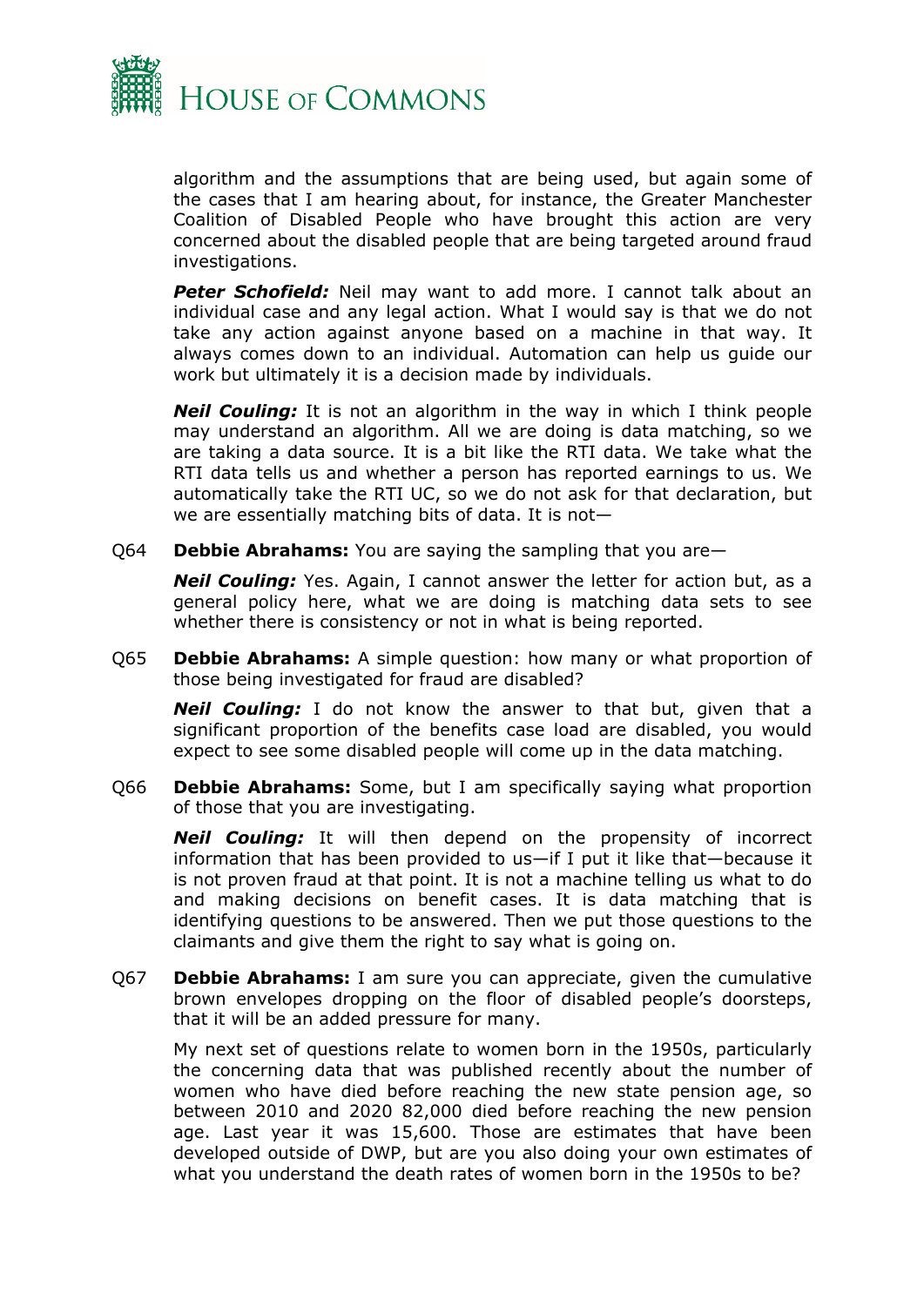algorithm and the assumptions that are being used, but again some of the cases that I am hearing about, for instance, the Greater Manchester Coalition of Disabled People who have brought this action are very concerned about the disabled people that are being targeted around fraud investigations.

***Peter Schofield:*** Neil may want to add more. I cannot talk about an individual case and any legal action. What I would say is that we do not take any action against anyone based on a machine in that way. It always comes down to an individual. Automation can help us guide our work but ultimately it is a decision made by individuals.

***Neil Couling:*** It is not an algorithm in the way in which I think people may understand an algorithm. All we are doing is data matching, so we are taking a data source. It is a bit like the RTI data. We take what the RTI data tells us and whether a person has reported earnings to us. We automatically take the RTI UC, so we do not ask for that declaration, but we are essentially matching bits of data. It is not—

Q64 **Debbie Abrahams:** You are saying the sampling that you are—

***Neil Couling:*** Yes. Again, I cannot answer the letter for action but, as a general policy here, what we are doing is matching data sets to see whether there is consistency or not in what is being reported.

Q65 **Debbie Abrahams:** A simple question: how many or what proportion of those being investigated for fraud are disabled?

***Neil Couling:*** I do not know the answer to that but, given that a significant proportion of the benefits case load are disabled, you would expect to see some disabled people will come up in the data matching.

Q66 **Debbie Abrahams:** Some, but I am specifically saying what proportion of those that you are investigating.

***Neil Couling:*** It will then depend on the propensity of incorrect information that has been provided to us—if I put it like that—because it is not proven fraud at that point. It is not a machine telling us what to do and making decisions on benefit cases. It is data matching that is identifying questions to be answered. Then we put those questions to the claimants and give them the right to say what is going on.

Q67 **Debbie Abrahams:** I am sure you can appreciate, given the cumulative brown envelopes dropping on the floor of disabled people's doorsteps, that it will be an added pressure for many.

My next set of questions relate to women born in the 1950s, particularly the concerning data that was published recently about the number of women who have died before reaching the new state pension age, so between 2010 and 2020 82,000 died before reaching the new pension age. Last year it was 15,600. Those are estimates that have been developed outside of DWP, but are you also doing your own estimates of what you understand the death rates of women born in the 1950s to be?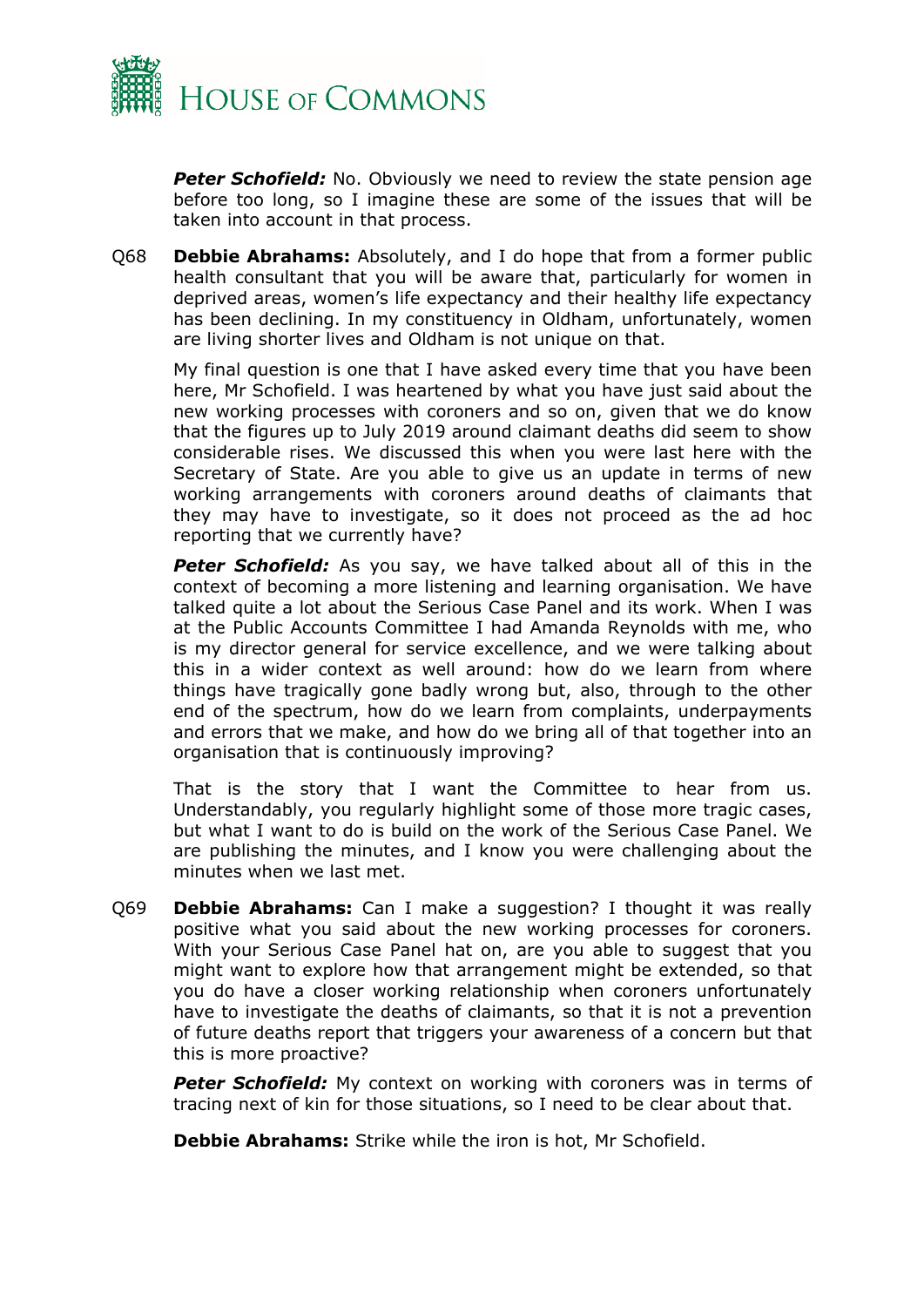***Peter Schofield:*** No. Obviously we need to review the state pension age before too long, so I imagine these are some of the issues that will be taken into account in that process.

Q68 **Debbie Abrahams:** Absolutely, and I do hope that from a former public health consultant that you will be aware that, particularly for women in deprived areas, women's life expectancy and their healthy life expectancy has been declining. In my constituency in Oldham, unfortunately, women are living shorter lives and Oldham is not unique on that.

My final question is one that I have asked every time that you have been here, Mr Schofield. I was heartened by what you have just said about the new working processes with coroners and so on, given that we do know that the figures up to July 2019 around claimant deaths did seem to show considerable rises. We discussed this when you were last here with the Secretary of State. Are you able to give us an update in terms of new working arrangements with coroners around deaths of claimants that they may have to investigate, so it does not proceed as the ad hoc reporting that we currently have?

***Peter Schofield:*** As you say, we have talked about all of this in the context of becoming a more listening and learning organisation. We have talked quite a lot about the Serious Case Panel and its work. When I was at the Public Accounts Committee I had Amanda Reynolds with me, who is my director general for service excellence, and we were talking about this in a wider context as well around: how do we learn from where things have tragically gone badly wrong but, also, through to the other end of the spectrum, how do we learn from complaints, underpayments and errors that we make, and how do we bring all of that together into an organisation that is continuously improving?

That is the story that I want the Committee to hear from us. Understandably, you regularly highlight some of those more tragic cases, but what I want to do is build on the work of the Serious Case Panel. We are publishing the minutes, and I know you were challenging about the minutes when we last met.

Q69 **Debbie Abrahams:** Can I make a suggestion? I thought it was really positive what you said about the new working processes for coroners. With your Serious Case Panel hat on, are you able to suggest that you might want to explore how that arrangement might be extended, so that you do have a closer working relationship when coroners unfortunately have to investigate the deaths of claimants, so that it is not a prevention of future deaths report that triggers your awareness of a concern but that this is more proactive?

***Peter Schofield:*** My context on working with coroners was in terms of tracing next of kin for those situations, so I need to be clear about that.

**Debbie Abrahams:** Strike while the iron is hot, Mr Schofield.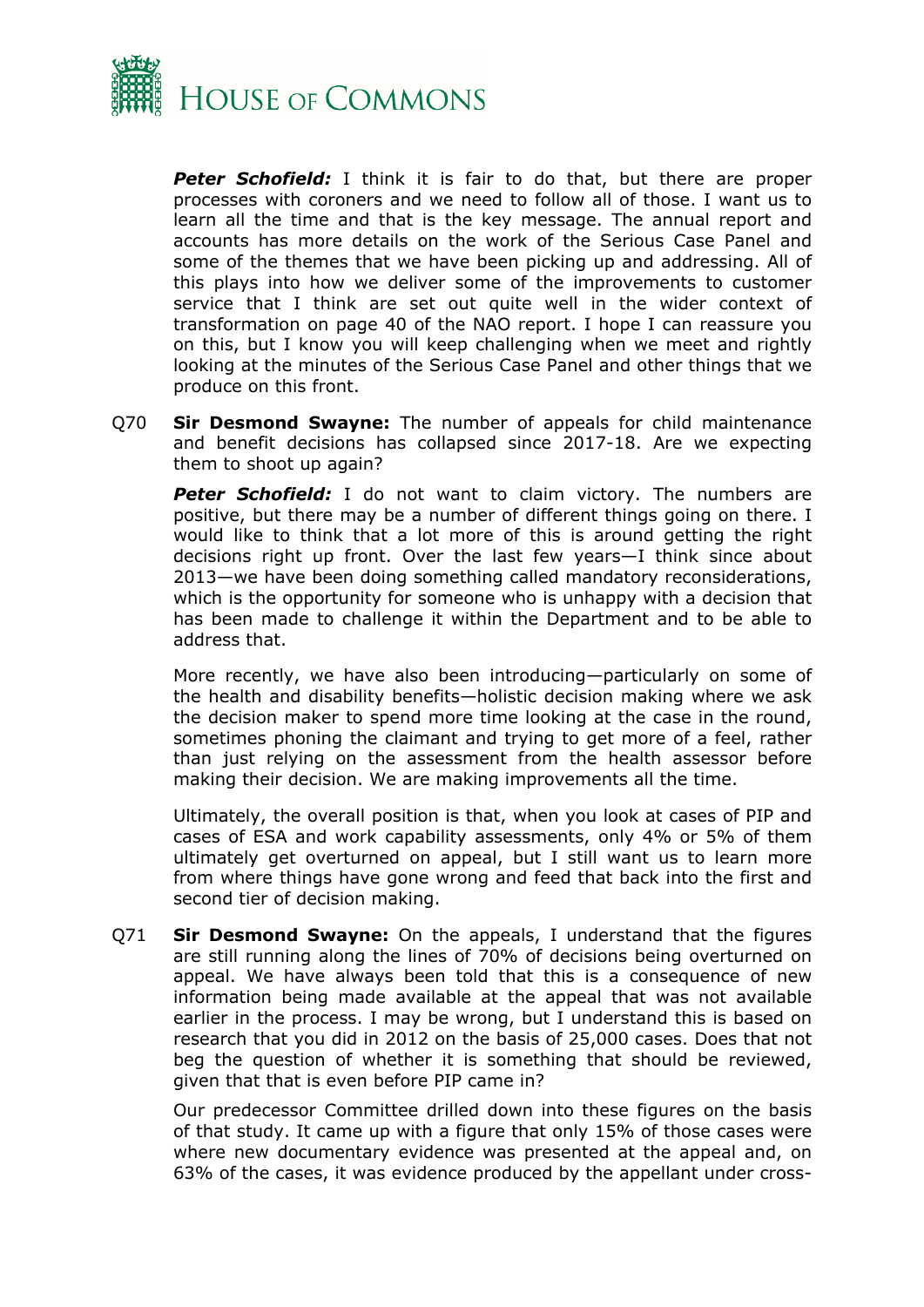***Peter Schofield:*** I think it is fair to do that, but there are proper processes with coroners and we need to follow all of those. I want us to learn all the time and that is the key message. The annual report and accounts has more details on the work of the Serious Case Panel and some of the themes that we have been picking up and addressing. All of this plays into how we deliver some of the improvements to customer service that I think are set out quite well in the wider context of transformation on page 40 of the NAO report. I hope I can reassure you on this, but I know you will keep challenging when we meet and rightly looking at the minutes of the Serious Case Panel and other things that we produce on this front.

Q70 **Sir Desmond Swayne:** The number of appeals for child maintenance and benefit decisions has collapsed since 2017-18. Are we expecting them to shoot up again?

***Peter Schofield:*** I do not want to claim victory. The numbers are positive, but there may be a number of different things going on there. I would like to think that a lot more of this is around getting the right decisions right up front. Over the last few years—I think since about 2013—we have been doing something called mandatory reconsiderations, which is the opportunity for someone who is unhappy with a decision that has been made to challenge it within the Department and to be able to address that.

More recently, we have also been introducing—particularly on some of the health and disability benefits—holistic decision making where we ask the decision maker to spend more time looking at the case in the round, sometimes phoning the claimant and trying to get more of a feel, rather than just relying on the assessment from the health assessor before making their decision. We are making improvements all the time.

Ultimately, the overall position is that, when you look at cases of PIP and cases of ESA and work capability assessments, only 4% or 5% of them ultimately get overturned on appeal, but I still want us to learn more from where things have gone wrong and feed that back into the first and second tier of decision making.

Q71 **Sir Desmond Swayne:** On the appeals, I understand that the figures are still running along the lines of 70% of decisions being overturned on appeal. We have always been told that this is a consequence of new information being made available at the appeal that was not available earlier in the process. I may be wrong, but I understand this is based on research that you did in 2012 on the basis of 25,000 cases. Does that not beg the question of whether it is something that should be reviewed, given that that is even before PIP came in?

Our predecessor Committee drilled down into these figures on the basis of that study. It came up with a figure that only 15% of those cases were where new documentary evidence was presented at the appeal and, on 63% of the cases, it was evidence produced by the appellant under cross-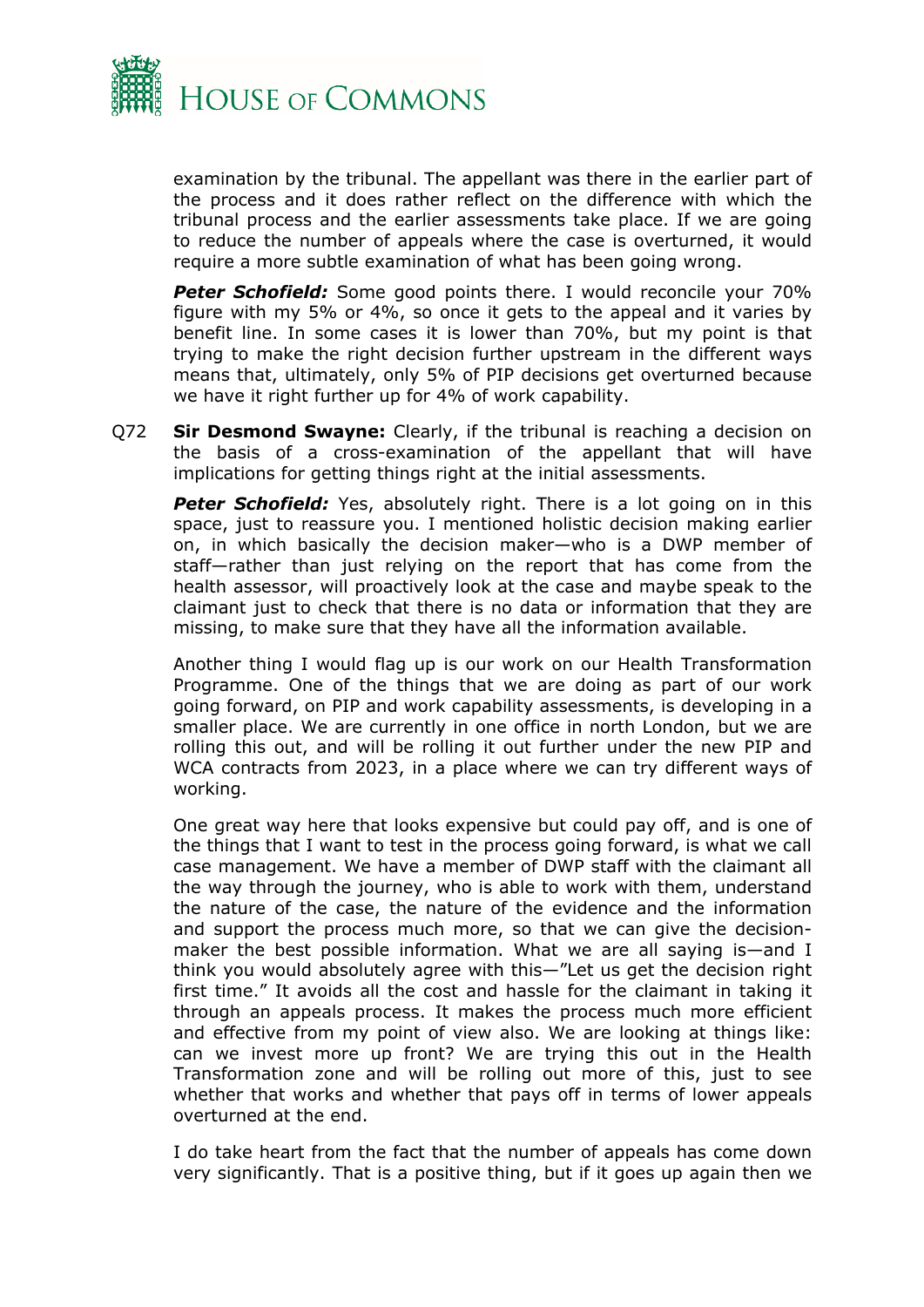examination by the tribunal. The appellant was there in the earlier part of the process and it does rather reflect on the difference with which the tribunal process and the earlier assessments take place. If we are going to reduce the number of appeals where the case is overturned, it would require a more subtle examination of what has been going wrong.

***Peter Schofield:*** Some good points there. I would reconcile your 70% figure with my 5% or 4%, so once it gets to the appeal and it varies by benefit line. In some cases it is lower than 70%, but my point is that trying to make the right decision further upstream in the different ways means that, ultimately, only 5% of PIP decisions get overturned because we have it right further up for 4% of work capability.

Q72 **Sir Desmond Swayne:** Clearly, if the tribunal is reaching a decision on the basis of a cross-examination of the appellant that will have implications for getting things right at the initial assessments.

***Peter Schofield:*** Yes, absolutely right. There is a lot going on in this space, just to reassure you. I mentioned holistic decision making earlier on, in which basically the decision maker—who is a DWP member of staff—rather than just relying on the report that has come from the health assessor, will proactively look at the case and maybe speak to the claimant just to check that there is no data or information that they are missing, to make sure that they have all the information available.

Another thing I would flag up is our work on our Health Transformation Programme. One of the things that we are doing as part of our work going forward, on PIP and work capability assessments, is developing in a smaller place. We are currently in one office in north London, but we are rolling this out, and will be rolling it out further under the new PIP and WCA contracts from 2023, in a place where we can try different ways of working.

One great way here that looks expensive but could pay off, and is one of the things that I want to test in the process going forward, is what we call case management. We have a member of DWP staff with the claimant all the way through the journey, who is able to work with them, understand the nature of the case, the nature of the evidence and the information and support the process much more, so that we can give the decision-maker the best possible information. What we are all saying is—and I think you would absolutely agree with this—"Let us get the decision right first time." It avoids all the cost and hassle for the claimant in taking it through an appeals process. It makes the process much more efficient and effective from my point of view also. We are looking at things like: can we invest more up front? We are trying this out in the Health Transformation zone and will be rolling out more of this, just to see whether that works and whether that pays off in terms of lower appeals overturned at the end.

I do take heart from the fact that the number of appeals has come down very significantly. That is a positive thing, but if it goes up again then we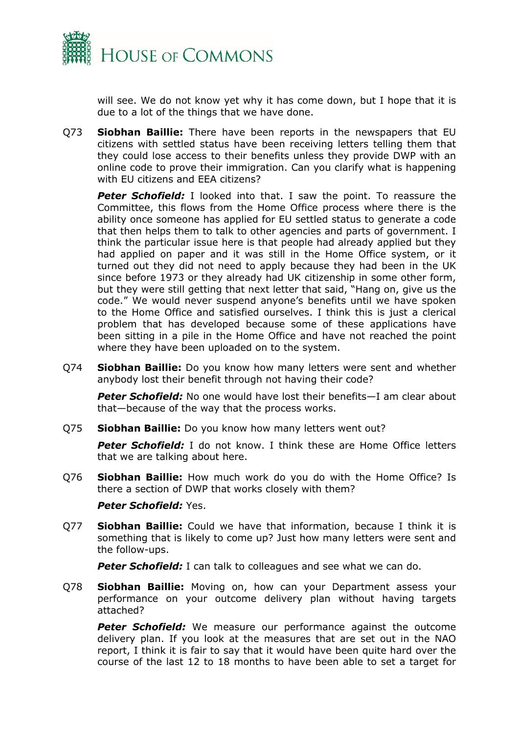will see. We do not know yet why it has come down, but I hope that it is due to a lot of the things that we have done.

Q73 **Siobhan Baillie:** There have been reports in the newspapers that EU citizens with settled status have been receiving letters telling them that they could lose access to their benefits unless they provide DWP with an online code to prove their immigration. Can you clarify what is happening with EU citizens and EEA citizens?

***Peter Schofield:*** I looked into that. I saw the point. To reassure the Committee, this flows from the Home Office process where there is the ability once someone has applied for EU settled status to generate a code that then helps them to talk to other agencies and parts of government. I think the particular issue here is that people had already applied but they had applied on paper and it was still in the Home Office system, or it turned out they did not need to apply because they had been in the UK since before 1973 or they already had UK citizenship in some other form, but they were still getting that next letter that said, "Hang on, give us the code." We would never suspend anyone's benefits until we have spoken to the Home Office and satisfied ourselves. I think this is just a clerical problem that has developed because some of these applications have been sitting in a pile in the Home Office and have not reached the point where they have been uploaded on to the system.

Q74 **Siobhan Baillie:** Do you know how many letters were sent and whether anybody lost their benefit through not having their code?

***Peter Schofield:*** No one would have lost their benefits—I am clear about that—because of the way that the process works.

Q75 **Siobhan Baillie:** Do you know how many letters went out?

***Peter Schofield:*** I do not know. I think these are Home Office letters that we are talking about here.

Q76 **Siobhan Baillie:** How much work do you do with the Home Office? Is there a section of DWP that works closely with them?

***Peter Schofield:*** Yes.

Q77 **Siobhan Baillie:** Could we have that information, because I think it is something that is likely to come up? Just how many letters were sent and the follow-ups.

***Peter Schofield:*** I can talk to colleagues and see what we can do.

Q78 **Siobhan Baillie:** Moving on, how can your Department assess your performance on your outcome delivery plan without having targets attached?

***Peter Schofield:*** We measure our performance against the outcome delivery plan. If you look at the measures that are set out in the NAO report, I think it is fair to say that it would have been quite hard over the course of the last 12 to 18 months to have been able to set a target for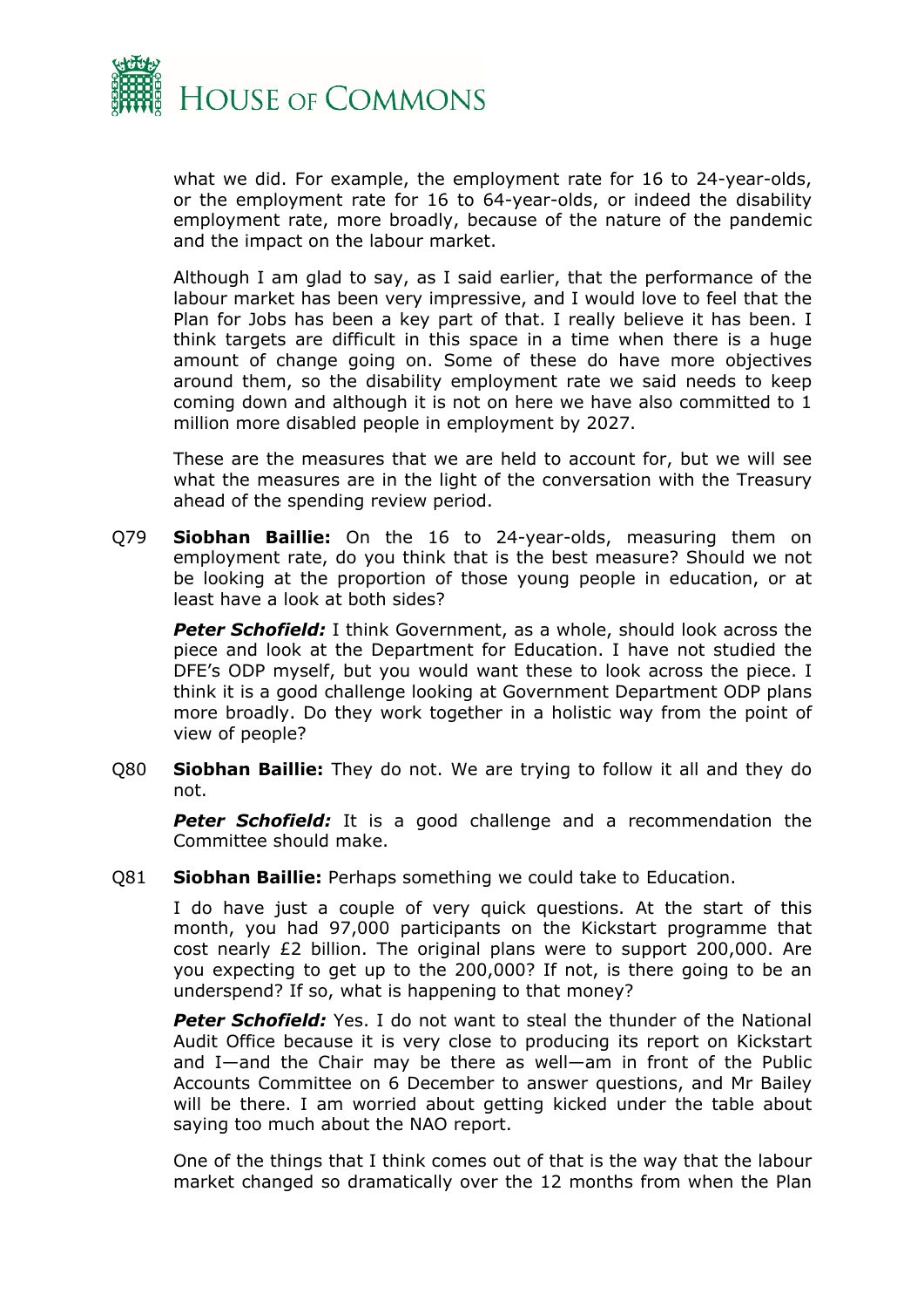what we did. For example, the employment rate for 16 to 24-year-olds, or the employment rate for 16 to 64-year-olds, or indeed the disability employment rate, more broadly, because of the nature of the pandemic and the impact on the labour market.

Although I am glad to say, as I said earlier, that the performance of the labour market has been very impressive, and I would love to feel that the Plan for Jobs has been a key part of that. I really believe it has been. I think targets are difficult in this space in a time when there is a huge amount of change going on. Some of these do have more objectives around them, so the disability employment rate we said needs to keep coming down and although it is not on here we have also committed to 1 million more disabled people in employment by 2027.

These are the measures that we are held to account for, but we will see what the measures are in the light of the conversation with the Treasury ahead of the spending review period.

Q79 **Siobhan Baillie:** On the 16 to 24-year-olds, measuring them on employment rate, do you think that is the best measure? Should we not be looking at the proportion of those young people in education, or at least have a look at both sides?

***Peter Schofield:*** I think Government, as a whole, should look across the piece and look at the Department for Education. I have not studied the DFE's ODP myself, but you would want these to look across the piece. I think it is a good challenge looking at Government Department ODP plans more broadly. Do they work together in a holistic way from the point of view of people?

Q80 **Siobhan Baillie:** They do not. We are trying to follow it all and they do not.

***Peter Schofield:*** It is a good challenge and a recommendation the Committee should make.

Q81 **Siobhan Baillie:** Perhaps something we could take to Education.

I do have just a couple of very quick questions. At the start of this month, you had 97,000 participants on the Kickstart programme that cost nearly £2 billion. The original plans were to support 200,000. Are you expecting to get up to the 200,000? If not, is there going to be an underspend? If so, what is happening to that money?

***Peter Schofield:*** Yes. I do not want to steal the thunder of the National Audit Office because it is very close to producing its report on Kickstart and I—and the Chair may be there as well—am in front of the Public Accounts Committee on 6 December to answer questions, and Mr Bailey will be there. I am worried about getting kicked under the table about saying too much about the NAO report.

One of the things that I think comes out of that is the way that the labour market changed so dramatically over the 12 months from when the Plan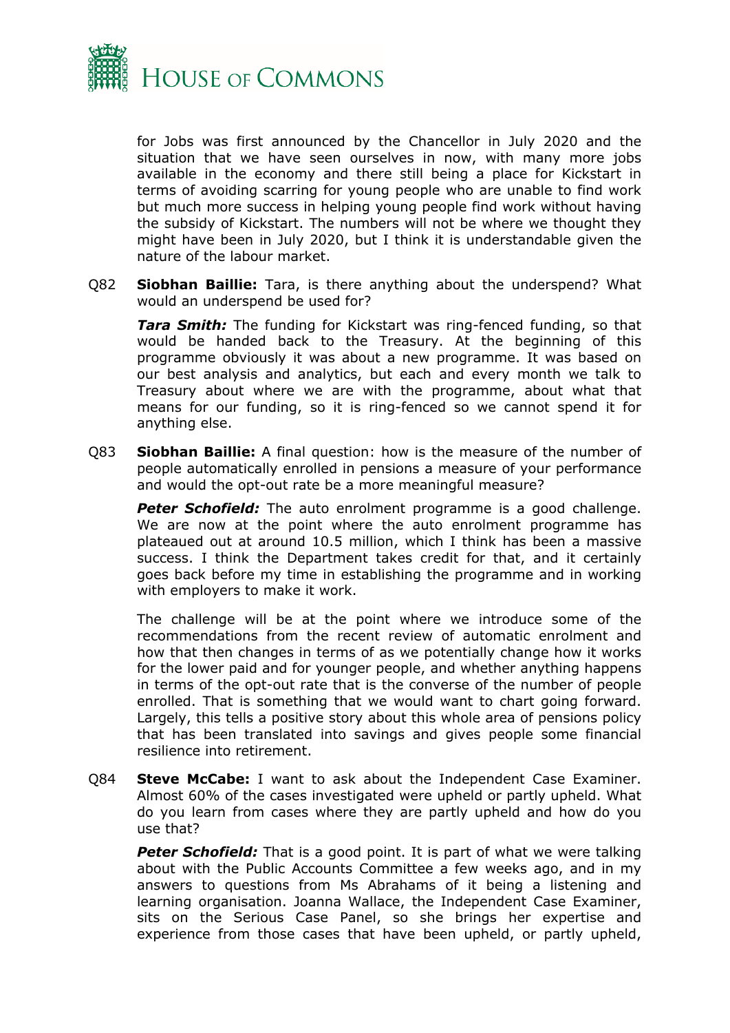for Jobs was first announced by the Chancellor in July 2020 and the situation that we have seen ourselves in now, with many more jobs available in the economy and there still being a place for Kickstart in terms of avoiding scarring for young people who are unable to find work but much more success in helping young people find work without having the subsidy of Kickstart. The numbers will not be where we thought they might have been in July 2020, but I think it is understandable given the nature of the labour market.

Q82 **Siobhan Baillie:** Tara, is there anything about the underspend? What would an underspend be used for?

***Tara Smith:*** The funding for Kickstart was ring-fenced funding, so that would be handed back to the Treasury. At the beginning of this programme obviously it was about a new programme. It was based on our best analysis and analytics, but each and every month we talk to Treasury about where we are with the programme, about what that means for our funding, so it is ring-fenced so we cannot spend it for anything else.

Q83 **Siobhan Baillie:** A final question: how is the measure of the number of people automatically enrolled in pensions a measure of your performance and would the opt-out rate be a more meaningful measure?

***Peter Schofield:*** The auto enrolment programme is a good challenge. We are now at the point where the auto enrolment programme has plateaued out at around 10.5 million, which I think has been a massive success. I think the Department takes credit for that, and it certainly goes back before my time in establishing the programme and in working with employers to make it work.

The challenge will be at the point where we introduce some of the recommendations from the recent review of automatic enrolment and how that then changes in terms of as we potentially change how it works for the lower paid and for younger people, and whether anything happens in terms of the opt-out rate that is the converse of the number of people enrolled. That is something that we would want to chart going forward. Largely, this tells a positive story about this whole area of pensions policy that has been translated into savings and gives people some financial resilience into retirement.

Q84 **Steve McCabe:** I want to ask about the Independent Case Examiner. Almost 60% of the cases investigated were upheld or partly upheld. What do you learn from cases where they are partly upheld and how do you use that?

***Peter Schofield:*** That is a good point. It is part of what we were talking about with the Public Accounts Committee a few weeks ago, and in my answers to questions from Ms Abrahams of it being a listening and learning organisation. Joanna Wallace, the Independent Case Examiner, sits on the Serious Case Panel, so she brings her expertise and experience from those cases that have been upheld, or partly upheld,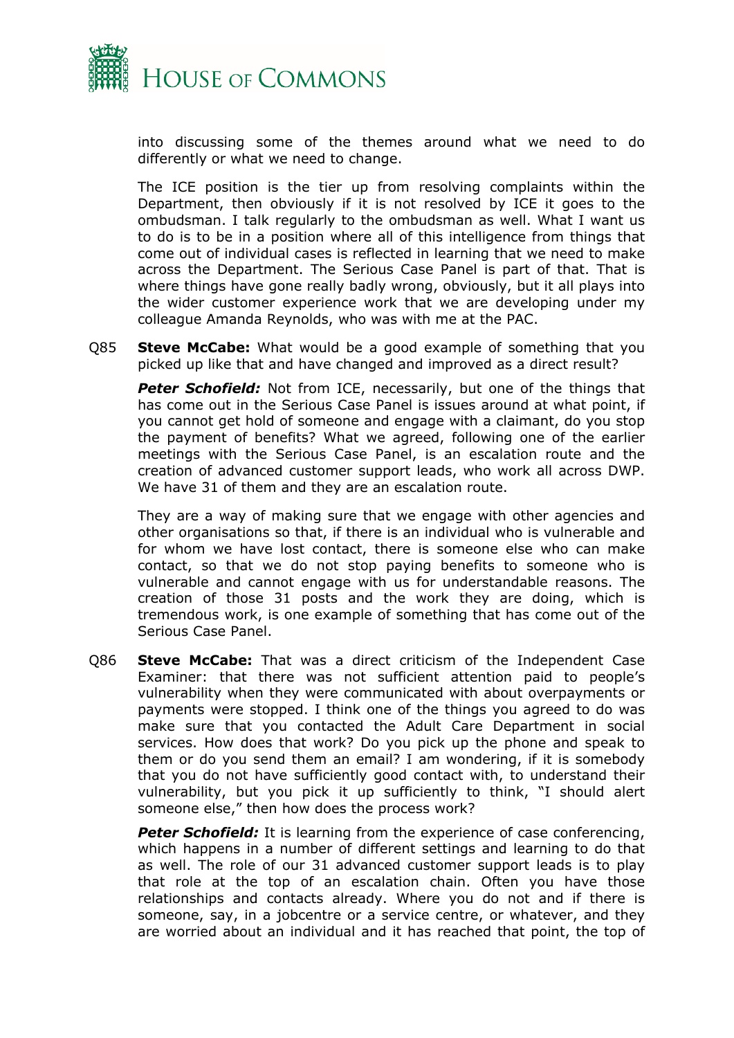into discussing some of the themes around what we need to do differently or what we need to change.

The ICE position is the tier up from resolving complaints within the Department, then obviously if it is not resolved by ICE it goes to the ombudsman. I talk regularly to the ombudsman as well. What I want us to do is to be in a position where all of this intelligence from things that come out of individual cases is reflected in learning that we need to make across the Department. The Serious Case Panel is part of that. That is where things have gone really badly wrong, obviously, but it all plays into the wider customer experience work that we are developing under my colleague Amanda Reynolds, who was with me at the PAC.

Q85 **Steve McCabe:** What would be a good example of something that you picked up like that and have changed and improved as a direct result?

***Peter Schofield:*** Not from ICE, necessarily, but one of the things that has come out in the Serious Case Panel is issues around at what point, if you cannot get hold of someone and engage with a claimant, do you stop the payment of benefits? What we agreed, following one of the earlier meetings with the Serious Case Panel, is an escalation route and the creation of advanced customer support leads, who work all across DWP. We have 31 of them and they are an escalation route.

They are a way of making sure that we engage with other agencies and other organisations so that, if there is an individual who is vulnerable and for whom we have lost contact, there is someone else who can make contact, so that we do not stop paying benefits to someone who is vulnerable and cannot engage with us for understandable reasons. The creation of those 31 posts and the work they are doing, which is tremendous work, is one example of something that has come out of the Serious Case Panel.

Q86 **Steve McCabe:** That was a direct criticism of the Independent Case Examiner: that there was not sufficient attention paid to people's vulnerability when they were communicated with about overpayments or payments were stopped. I think one of the things you agreed to do was make sure that you contacted the Adult Care Department in social services. How does that work? Do you pick up the phone and speak to them or do you send them an email? I am wondering, if it is somebody that you do not have sufficiently good contact with, to understand their vulnerability, but you pick it up sufficiently to think, "I should alert someone else," then how does the process work?

***Peter Schofield:*** It is learning from the experience of case conferencing, which happens in a number of different settings and learning to do that as well. The role of our 31 advanced customer support leads is to play that role at the top of an escalation chain. Often you have those relationships and contacts already. Where you do not and if there is someone, say, in a jobcentre or a service centre, or whatever, and they are worried about an individual and it has reached that point, the top of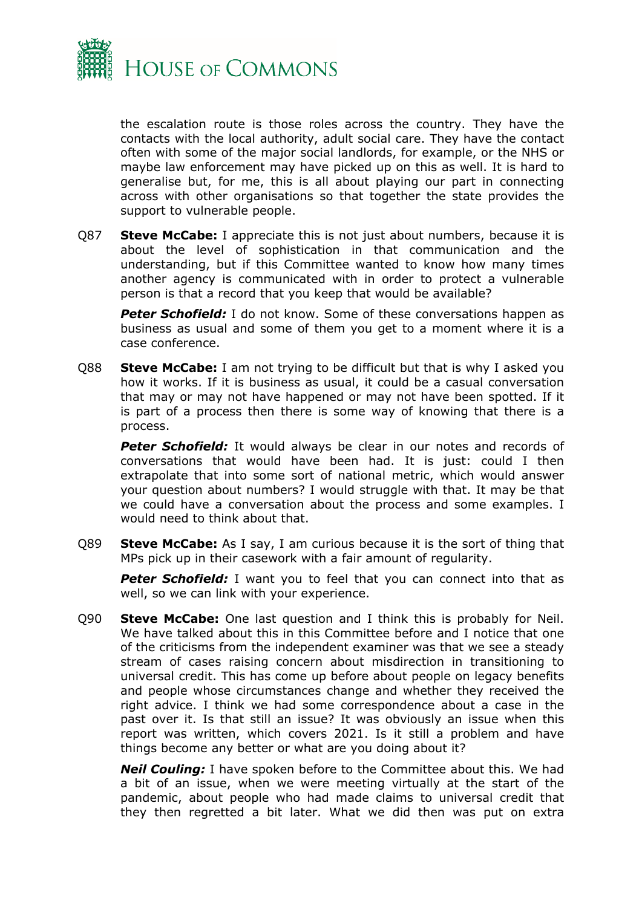the escalation route is those roles across the country. They have the contacts with the local authority, adult social care. They have the contact often with some of the major social landlords, for example, or the NHS or maybe law enforcement may have picked up on this as well. It is hard to generalise but, for me, this is all about playing our part in connecting across with other organisations so that together the state provides the support to vulnerable people.

Q87 **Steve McCabe:** I appreciate this is not just about numbers, because it is about the level of sophistication in that communication and the understanding, but if this Committee wanted to know how many times another agency is communicated with in order to protect a vulnerable person is that a record that you keep that would be available?

***Peter Schofield:*** I do not know. Some of these conversations happen as business as usual and some of them you get to a moment where it is a case conference.

Q88 **Steve McCabe:** I am not trying to be difficult but that is why I asked you how it works. If it is business as usual, it could be a casual conversation that may or may not have happened or may not have been spotted. If it is part of a process then there is some way of knowing that there is a process.

***Peter Schofield:*** It would always be clear in our notes and records of conversations that would have been had. It is just: could I then extrapolate that into some sort of national metric, which would answer your question about numbers? I would struggle with that. It may be that we could have a conversation about the process and some examples. I would need to think about that.

Q89 **Steve McCabe:** As I say, I am curious because it is the sort of thing that MPs pick up in their casework with a fair amount of regularity.

***Peter Schofield:*** I want you to feel that you can connect into that as well, so we can link with your experience.

Q90 **Steve McCabe:** One last question and I think this is probably for Neil. We have talked about this in this Committee before and I notice that one of the criticisms from the independent examiner was that we see a steady stream of cases raising concern about misdirection in transitioning to universal credit. This has come up before about people on legacy benefits and people whose circumstances change and whether they received the right advice. I think we had some correspondence about a case in the past over it. Is that still an issue? It was obviously an issue when this report was written, which covers 2021. Is it still a problem and have things become any better or what are you doing about it?

***Neil Couling:*** I have spoken before to the Committee about this. We had a bit of an issue, when we were meeting virtually at the start of the pandemic, about people who had made claims to universal credit that they then regretted a bit later. What we did then was put on extra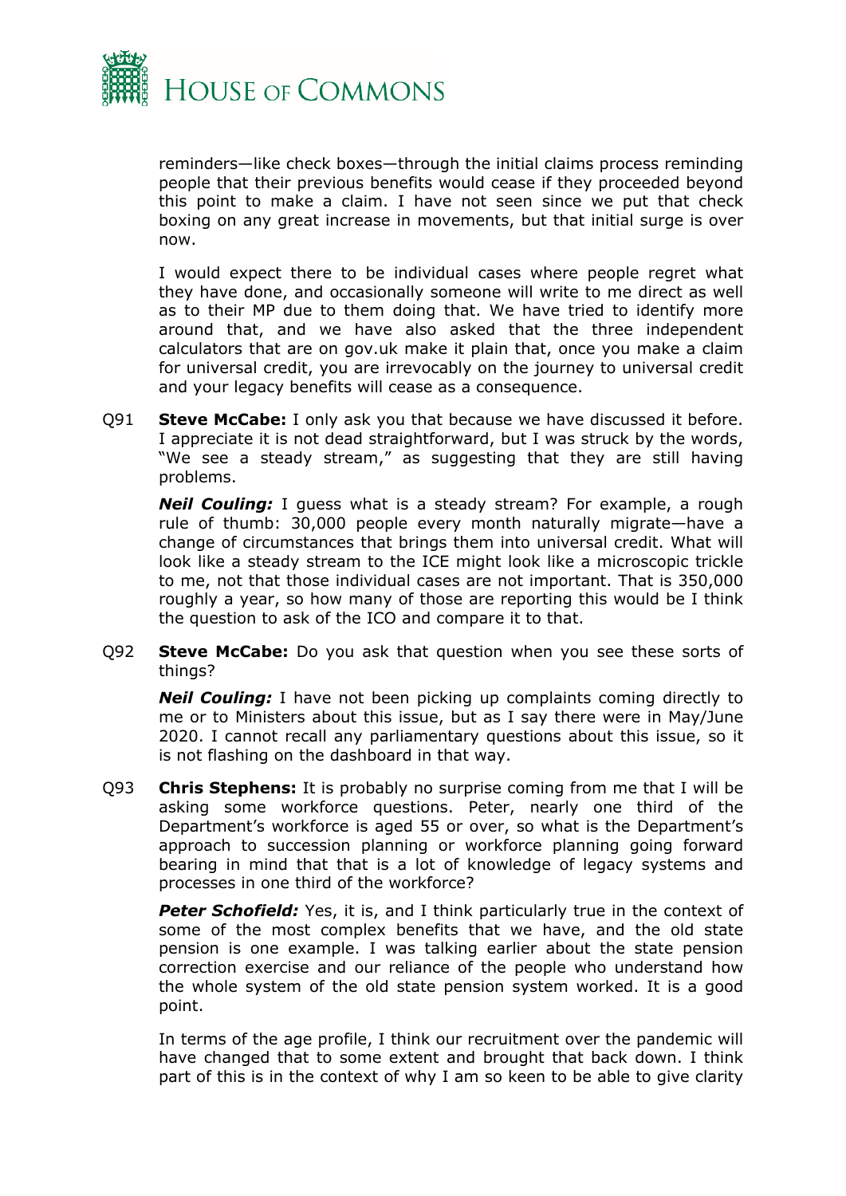reminders—like check boxes—through the initial claims process reminding people that their previous benefits would cease if they proceeded beyond this point to make a claim. I have not seen since we put that check boxing on any great increase in movements, but that initial surge is over now.

I would expect there to be individual cases where people regret what they have done, and occasionally someone will write to me direct as well as to their MP due to them doing that. We have tried to identify more around that, and we have also asked that the three independent calculators that are on gov.uk make it plain that, once you make a claim for universal credit, you are irrevocably on the journey to universal credit and your legacy benefits will cease as a consequence.

Q91 **Steve McCabe:** I only ask you that because we have discussed it before. I appreciate it is not dead straightforward, but I was struck by the words, "We see a steady stream," as suggesting that they are still having problems.

***Neil Couling:*** I guess what is a steady stream? For example, a rough rule of thumb: 30,000 people every month naturally migrate—have a change of circumstances that brings them into universal credit. What will look like a steady stream to the ICE might look like a microscopic trickle to me, not that those individual cases are not important. That is 350,000 roughly a year, so how many of those are reporting this would be I think the question to ask of the ICO and compare it to that.

Q92 **Steve McCabe:** Do you ask that question when you see these sorts of things?

***Neil Couling:*** I have not been picking up complaints coming directly to me or to Ministers about this issue, but as I say there were in May/June 2020. I cannot recall any parliamentary questions about this issue, so it is not flashing on the dashboard in that way.

Q93 **Chris Stephens:** It is probably no surprise coming from me that I will be asking some workforce questions. Peter, nearly one third of the Department's workforce is aged 55 or over, so what is the Department's approach to succession planning or workforce planning going forward bearing in mind that that is a lot of knowledge of legacy systems and processes in one third of the workforce?

***Peter Schofield:*** Yes, it is, and I think particularly true in the context of some of the most complex benefits that we have, and the old state pension is one example. I was talking earlier about the state pension correction exercise and our reliance of the people who understand how the whole system of the old state pension system worked. It is a good point.

In terms of the age profile, I think our recruitment over the pandemic will have changed that to some extent and brought that back down. I think part of this is in the context of why I am so keen to be able to give clarity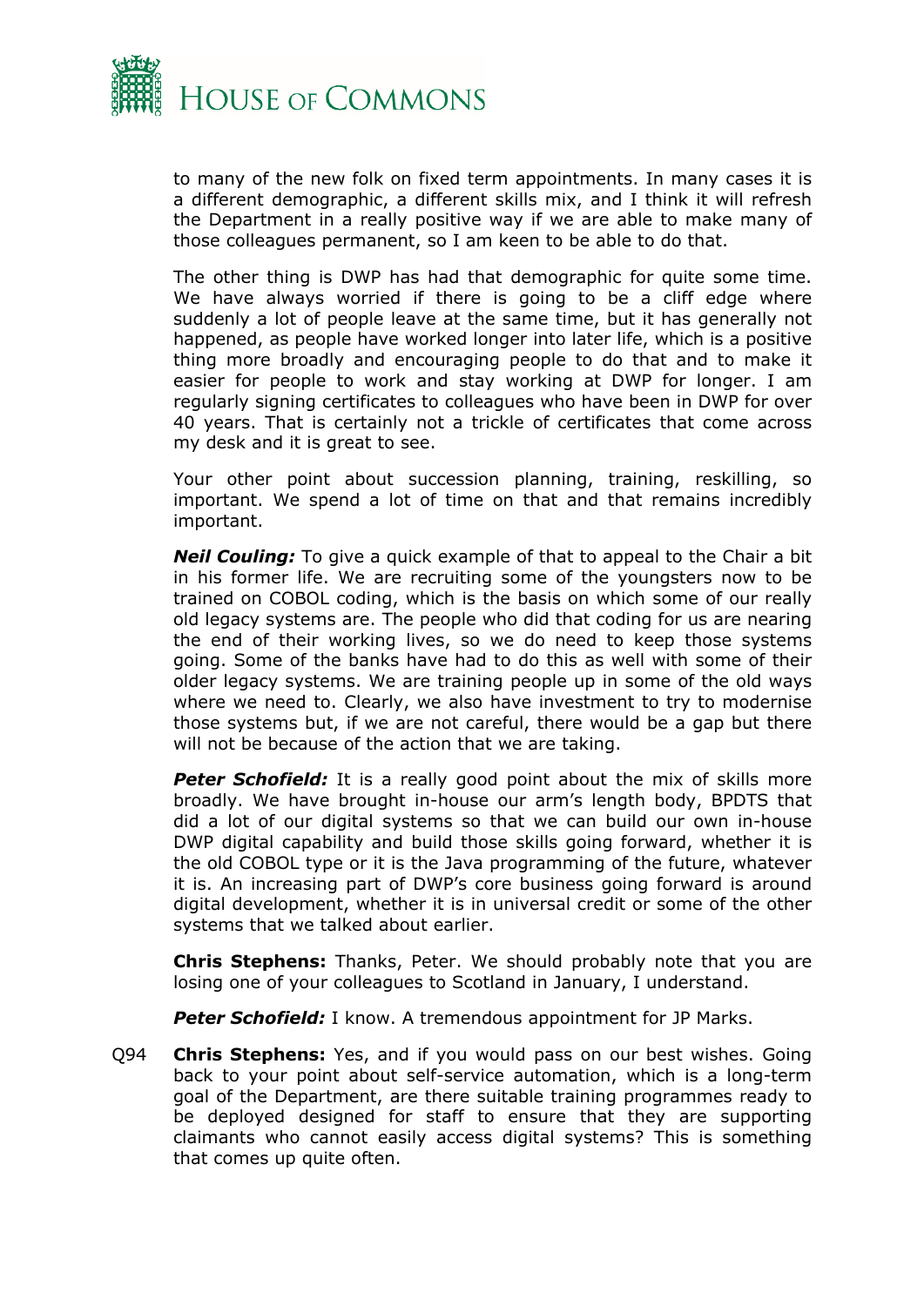to many of the new folk on fixed term appointments. In many cases it is a different demographic, a different skills mix, and I think it will refresh the Department in a really positive way if we are able to make many of those colleagues permanent, so I am keen to be able to do that.

The other thing is DWP has had that demographic for quite some time. We have always worried if there is going to be a cliff edge where suddenly a lot of people leave at the same time, but it has generally not happened, as people have worked longer into later life, which is a positive thing more broadly and encouraging people to do that and to make it easier for people to work and stay working at DWP for longer. I am regularly signing certificates to colleagues who have been in DWP for over 40 years. That is certainly not a trickle of certificates that come across my desk and it is great to see.

Your other point about succession planning, training, reskilling, so important. We spend a lot of time on that and that remains incredibly important.

***Neil Couling:*** To give a quick example of that to appeal to the Chair a bit in his former life. We are recruiting some of the youngsters now to be trained on COBOL coding, which is the basis on which some of our really old legacy systems are. The people who did that coding for us are nearing the end of their working lives, so we do need to keep those systems going. Some of the banks have had to do this as well with some of their older legacy systems. We are training people up in some of the old ways where we need to. Clearly, we also have investment to try to modernise those systems but, if we are not careful, there would be a gap but there will not be because of the action that we are taking.

***Peter Schofield:*** It is a really good point about the mix of skills more broadly. We have brought in-house our arm's length body, BPDTS that did a lot of our digital systems so that we can build our own in-house DWP digital capability and build those skills going forward, whether it is the old COBOL type or it is the Java programming of the future, whatever it is. An increasing part of DWP's core business going forward is around digital development, whether it is in universal credit or some of the other systems that we talked about earlier.

**Chris Stephens:** Thanks, Peter. We should probably note that you are losing one of your colleagues to Scotland in January, I understand.

***Peter Schofield:*** I know. A tremendous appointment for JP Marks.

Q94 **Chris Stephens:** Yes, and if you would pass on our best wishes. Going back to your point about self-service automation, which is a long-term goal of the Department, are there suitable training programmes ready to be deployed designed for staff to ensure that they are supporting claimants who cannot easily access digital systems? This is something that comes up quite often.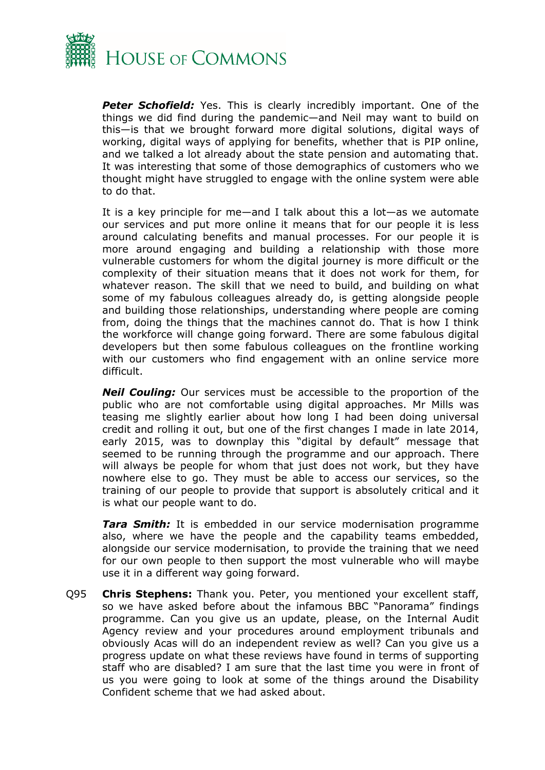***Peter Schofield:*** Yes. This is clearly incredibly important. One of the things we did find during the pandemic—and Neil may want to build on this—is that we brought forward more digital solutions, digital ways of working, digital ways of applying for benefits, whether that is PIP online, and we talked a lot already about the state pension and automating that. It was interesting that some of those demographics of customers who we thought might have struggled to engage with the online system were able to do that.

It is a key principle for me—and I talk about this a lot—as we automate our services and put more online it means that for our people it is less around calculating benefits and manual processes. For our people it is more around engaging and building a relationship with those more vulnerable customers for whom the digital journey is more difficult or the complexity of their situation means that it does not work for them, for whatever reason. The skill that we need to build, and building on what some of my fabulous colleagues already do, is getting alongside people and building those relationships, understanding where people are coming from, doing the things that the machines cannot do. That is how I think the workforce will change going forward. There are some fabulous digital developers but then some fabulous colleagues on the frontline working with our customers who find engagement with an online service more difficult.

***Neil Couling:*** Our services must be accessible to the proportion of the public who are not comfortable using digital approaches. Mr Mills was teasing me slightly earlier about how long I had been doing universal credit and rolling it out, but one of the first changes I made in late 2014, early 2015, was to downplay this "digital by default" message that seemed to be running through the programme and our approach. There will always be people for whom that just does not work, but they have nowhere else to go. They must be able to access our services, so the training of our people to provide that support is absolutely critical and it is what our people want to do.

***Tara Smith:*** It is embedded in our service modernisation programme also, where we have the people and the capability teams embedded, alongside our service modernisation, to provide the training that we need for our own people to then support the most vulnerable who will maybe use it in a different way going forward.

Q95 **Chris Stephens:** Thank you. Peter, you mentioned your excellent staff, so we have asked before about the infamous BBC "Panorama" findings programme. Can you give us an update, please, on the Internal Audit Agency review and your procedures around employment tribunals and obviously Acas will do an independent review as well? Can you give us a progress update on what these reviews have found in terms of supporting staff who are disabled? I am sure that the last time you were in front of us you were going to look at some of the things around the Disability Confident scheme that we had asked about.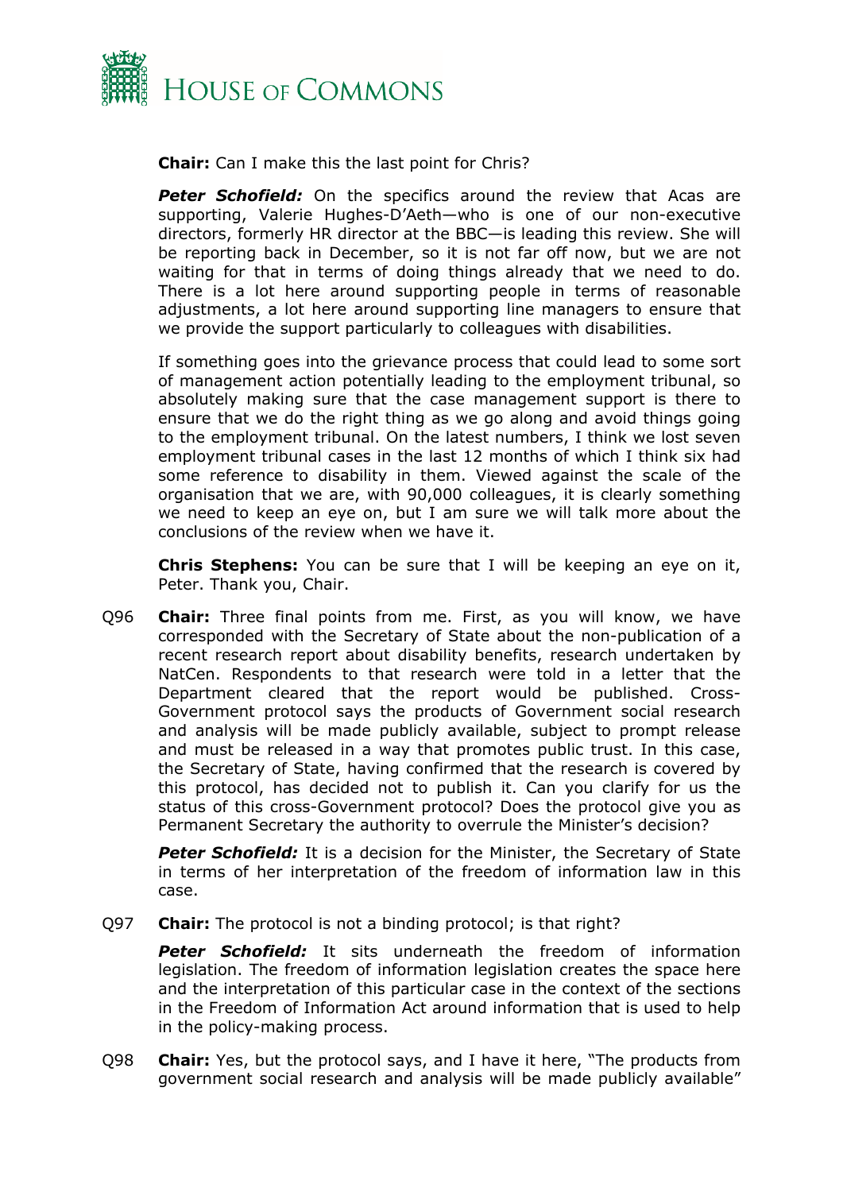**Chair:** Can I make this the last point for Chris?

***Peter Schofield:*** On the specifics around the review that Acas are supporting, Valerie Hughes-D'Aeth—who is one of our non-executive directors, formerly HR director at the BBC—is leading this review. She will be reporting back in December, so it is not far off now, but we are not waiting for that in terms of doing things already that we need to do. There is a lot here around supporting people in terms of reasonable adjustments, a lot here around supporting line managers to ensure that we provide the support particularly to colleagues with disabilities.

If something goes into the grievance process that could lead to some sort of management action potentially leading to the employment tribunal, so absolutely making sure that the case management support is there to ensure that we do the right thing as we go along and avoid things going to the employment tribunal. On the latest numbers, I think we lost seven employment tribunal cases in the last 12 months of which I think six had some reference to disability in them. Viewed against the scale of the organisation that we are, with 90,000 colleagues, it is clearly something we need to keep an eye on, but I am sure we will talk more about the conclusions of the review when we have it.

**Chris Stephens:** You can be sure that I will be keeping an eye on it, Peter. Thank you, Chair.

Q96 **Chair:** Three final points from me. First, as you will know, we have corresponded with the Secretary of State about the non-publication of a recent research report about disability benefits, research undertaken by NatCen. Respondents to that research were told in a letter that the Department cleared that the report would be published. Cross-Government protocol says the products of Government social research and analysis will be made publicly available, subject to prompt release and must be released in a way that promotes public trust. In this case, the Secretary of State, having confirmed that the research is covered by this protocol, has decided not to publish it. Can you clarify for us the status of this cross-Government protocol? Does the protocol give you as Permanent Secretary the authority to overrule the Minister's decision?

***Peter Schofield:*** It is a decision for the Minister, the Secretary of State in terms of her interpretation of the freedom of information law in this case.

Q97 **Chair:** The protocol is not a binding protocol; is that right?

***Peter Schofield:*** It sits underneath the freedom of information legislation. The freedom of information legislation creates the space here and the interpretation of this particular case in the context of the sections in the Freedom of Information Act around information that is used to help in the policy-making process.

Q98 **Chair:** Yes, but the protocol says, and I have it here, "The products from government social research and analysis will be made publicly available"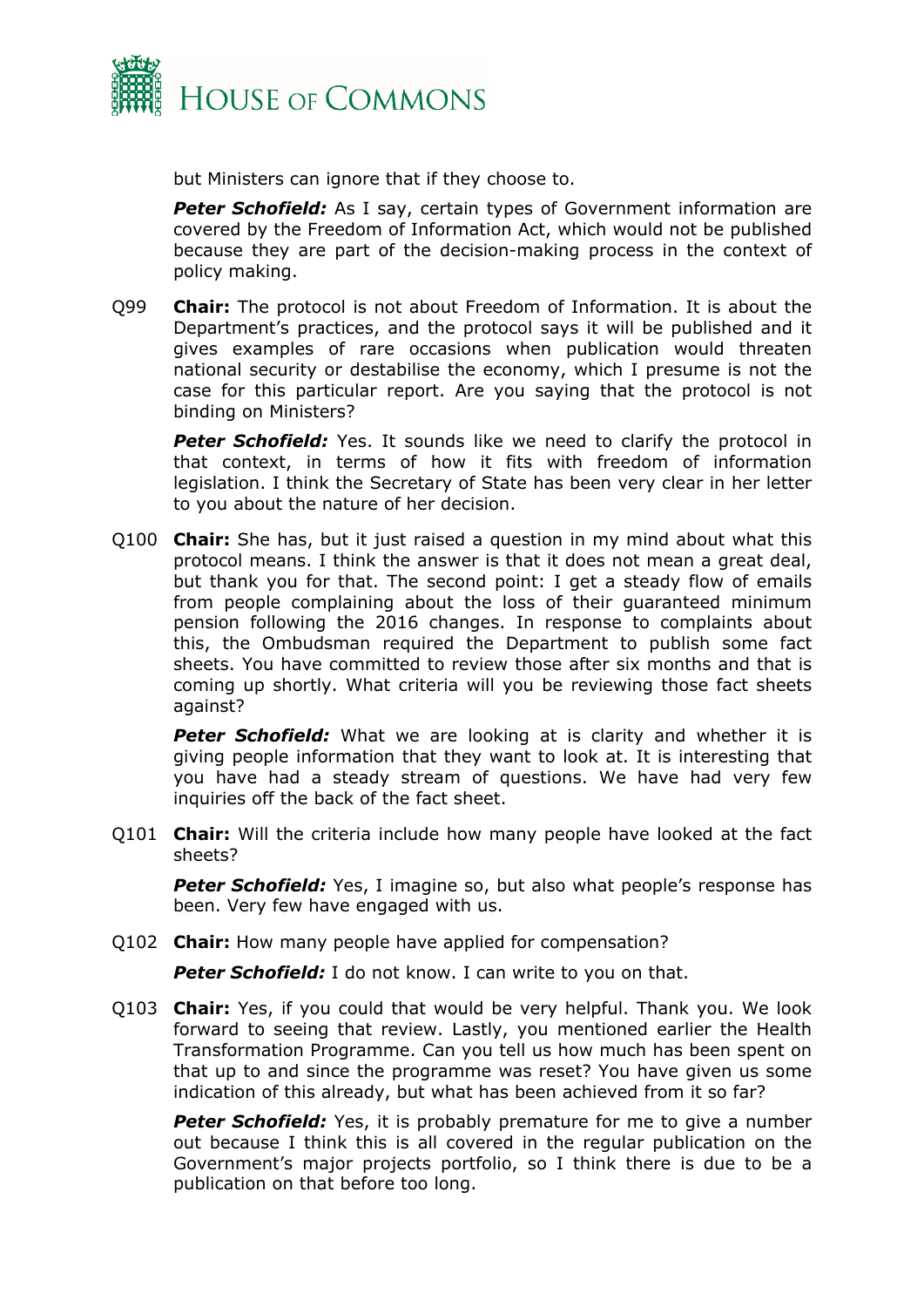but Ministers can ignore that if they choose to.

***Peter Schofield:*** As I say, certain types of Government information are covered by the Freedom of Information Act, which would not be published because they are part of the decision-making process in the context of policy making.

Q99 **Chair:** The protocol is not about Freedom of Information. It is about the Department's practices, and the protocol says it will be published and it gives examples of rare occasions when publication would threaten national security or destabilise the economy, which I presume is not the case for this particular report. Are you saying that the protocol is not binding on Ministers?

***Peter Schofield:*** Yes. It sounds like we need to clarify the protocol in that context, in terms of how it fits with freedom of information legislation. I think the Secretary of State has been very clear in her letter to you about the nature of her decision.

Q100 **Chair:** She has, but it just raised a question in my mind about what this protocol means. I think the answer is that it does not mean a great deal, but thank you for that. The second point: I get a steady flow of emails from people complaining about the loss of their guaranteed minimum pension following the 2016 changes. In response to complaints about this, the Ombudsman required the Department to publish some fact sheets. You have committed to review those after six months and that is coming up shortly. What criteria will you be reviewing those fact sheets against?

***Peter Schofield:*** What we are looking at is clarity and whether it is giving people information that they want to look at. It is interesting that you have had a steady stream of questions. We have had very few inquiries off the back of the fact sheet.

Q101 **Chair:** Will the criteria include how many people have looked at the fact sheets?

***Peter Schofield:*** Yes, I imagine so, but also what people's response has been. Very few have engaged with us.

Q102 **Chair:** How many people have applied for compensation?

***Peter Schofield:*** I do not know. I can write to you on that.

Q103 **Chair:** Yes, if you could that would be very helpful. Thank you. We look forward to seeing that review. Lastly, you mentioned earlier the Health Transformation Programme. Can you tell us how much has been spent on that up to and since the programme was reset? You have given us some indication of this already, but what has been achieved from it so far?

***Peter Schofield:*** Yes, it is probably premature for me to give a number out because I think this is all covered in the regular publication on the Government's major projects portfolio, so I think there is due to be a publication on that before too long.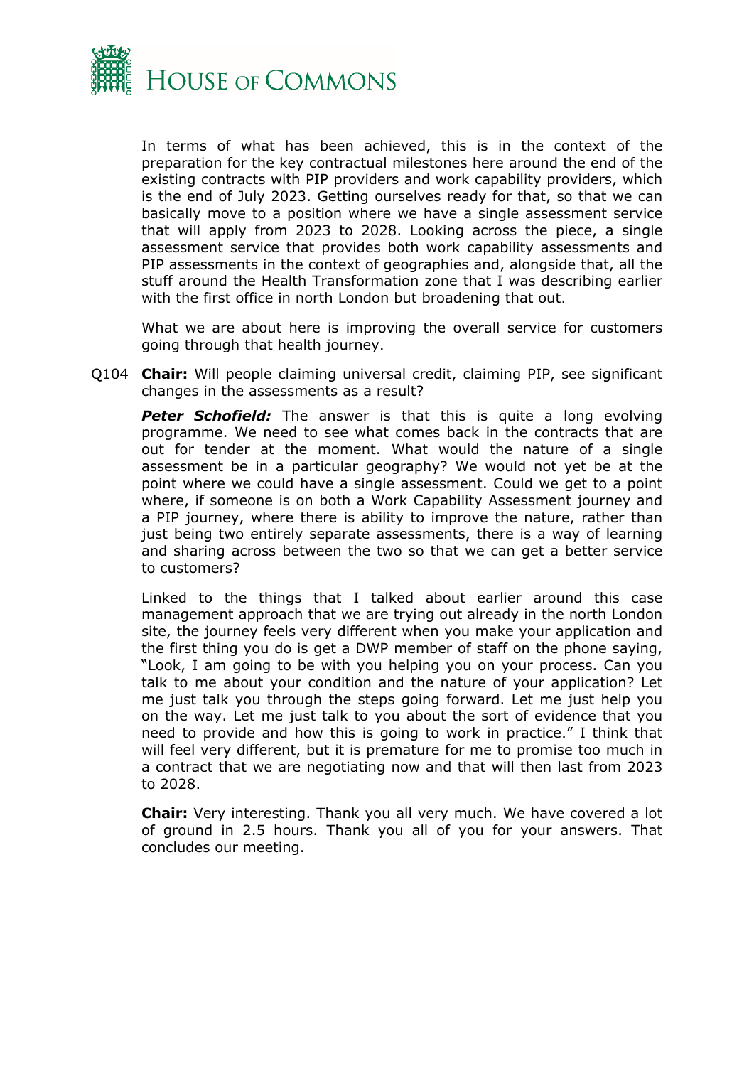In terms of what has been achieved, this is in the context of the preparation for the key contractual milestones here around the end of the existing contracts with PIP providers and work capability providers, which is the end of July 2023. Getting ourselves ready for that, so that we can basically move to a position where we have a single assessment service that will apply from 2023 to 2028. Looking across the piece, a single assessment service that provides both work capability assessments and PIP assessments in the context of geographies and, alongside that, all the stuff around the Health Transformation zone that I was describing earlier with the first office in north London but broadening that out.

What we are about here is improving the overall service for customers going through that health journey.

Q104 **Chair:** Will people claiming universal credit, claiming PIP, see significant changes in the assessments as a result?

***Peter Schofield:*** The answer is that this is quite a long evolving programme. We need to see what comes back in the contracts that are out for tender at the moment. What would the nature of a single assessment be in a particular geography? We would not yet be at the point where we could have a single assessment. Could we get to a point where, if someone is on both a Work Capability Assessment journey and a PIP journey, where there is ability to improve the nature, rather than just being two entirely separate assessments, there is a way of learning and sharing across between the two so that we can get a better service to customers?

Linked to the things that I talked about earlier around this case management approach that we are trying out already in the north London site, the journey feels very different when you make your application and the first thing you do is get a DWP member of staff on the phone saying, "Look, I am going to be with you helping you on your process. Can you talk to me about your condition and the nature of your application? Let me just talk you through the steps going forward. Let me just help you on the way. Let me just talk to you about the sort of evidence that you need to provide and how this is going to work in practice." I think that will feel very different, but it is premature for me to promise too much in a contract that we are negotiating now and that will then last from 2023 to 2028.

**Chair:** Very interesting. Thank you all very much. We have covered a lot of ground in 2.5 hours. Thank you all of you for your answers. That concludes our meeting.